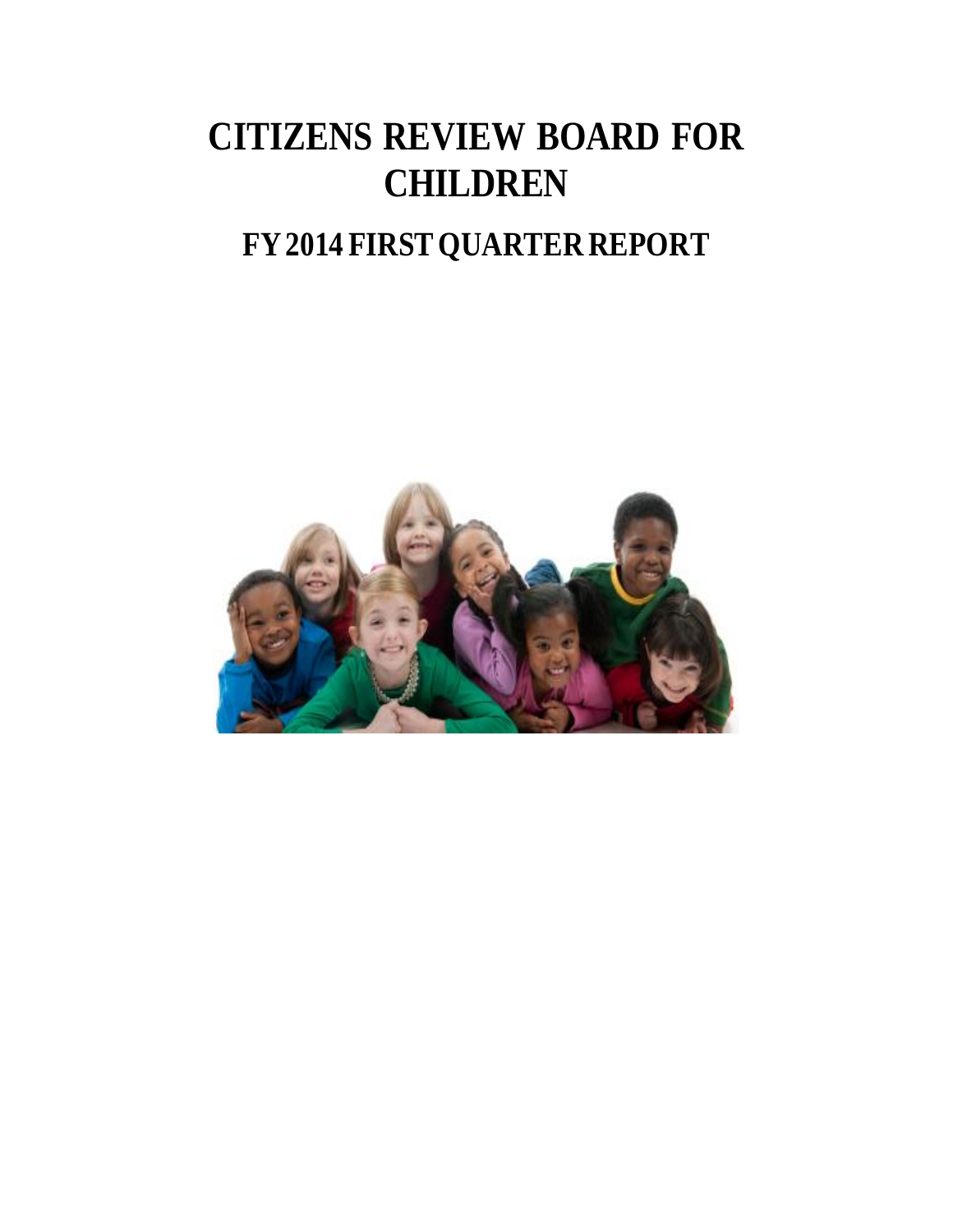# CITIZENS REVIEW BOARD FOR CHILDREN

## FY 2014 FIRST QUARTER REPORT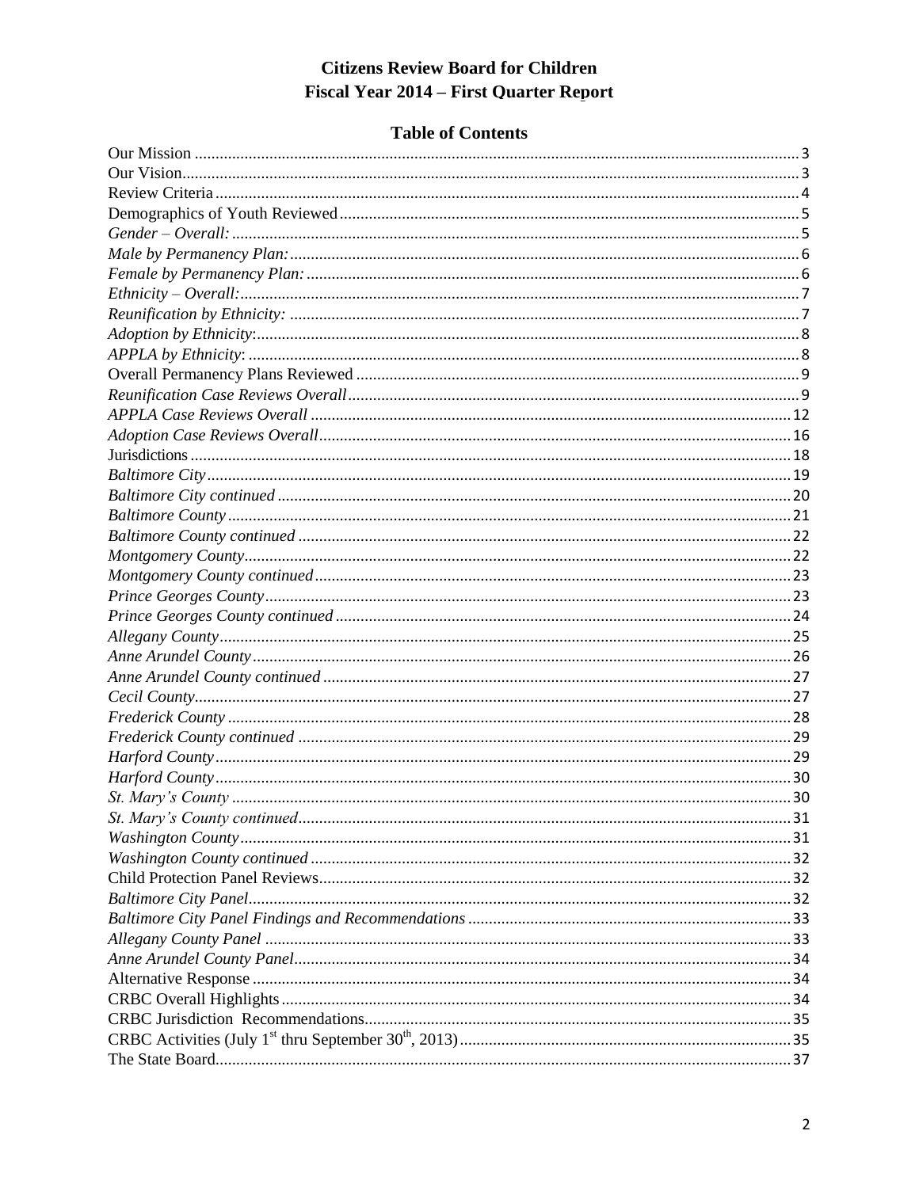# Citizens Review Board for Children
# Fiscal Year 2014 – First Quarter Report

## Table of Contents

Our Mission ........ 3
Our Vision ........ 3
Review Criteria ........ 4
Demographics of Youth Reviewed ........ 5
*Gender – Overall:* ........ 5
*Male by Permanency Plan:* ........ 6
*Female by Permanency Plan:* ........ 6
*Ethnicity – Overall:* ........ 7
*Reunification by Ethnicity:* ........ 7
*Adoption by Ethnicity:* ........ 8
*APPLA by Ethnicity:* ........ 8
Overall Permanency Plans Reviewed ........ 9
*Reunification Case Reviews Overall* ........ 9
*APPLA Case Reviews Overall* ........ 12
*Adoption Case Reviews Overall* ........ 16
Jurisdictions ........ 18
*Baltimore City* ........ 19
*Baltimore City continued* ........ 20
*Baltimore County* ........ 21
*Baltimore County continued* ........ 22
*Montgomery County* ........ 22
*Montgomery County continued* ........ 23
*Prince Georges County* ........ 23
*Prince Georges County continued* ........ 24
*Allegany County* ........ 25
*Anne Arundel County* ........ 26
*Anne Arundel County continued* ........ 27
*Cecil County* ........ 27
*Frederick County* ........ 28
*Frederick County continued* ........ 29
*Harford County* ........ 29
*Harford County* ........ 30
*St. Mary's County* ........ 30
*St. Mary's County continued* ........ 31
*Washington County* ........ 31
*Washington County continued* ........ 32
Child Protection Panel Reviews ........ 32
*Baltimore City Panel* ........ 32
*Baltimore City Panel Findings and Recommendations* ........ 33
*Allegany County Panel* ........ 33
*Anne Arundel County Panel* ........ 34
Alternative Response ........ 34
CRBC Overall Highlights ........ 34
CRBC Jurisdiction Recommendations ........ 35
CRBC Activities (July 1st thru September 30th, 2013) ........ 35
The State Board ........ 37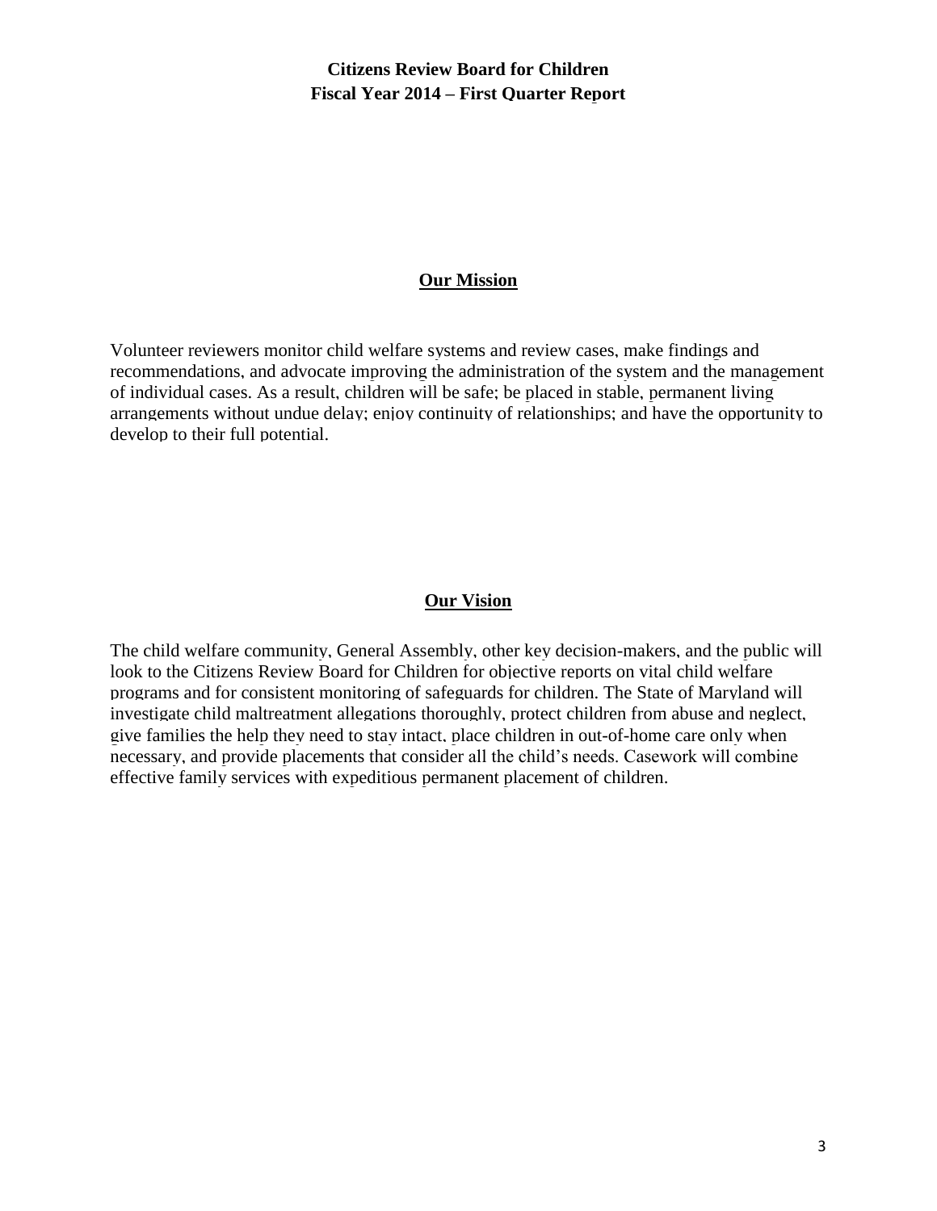**Citizens Review Board for Children**
**Fiscal Year 2014 – First Quarter Report**

## Our Mission

Volunteer reviewers monitor child welfare systems and review cases, make findings and recommendations, and advocate improving the administration of the system and the management of individual cases. As a result, children will be safe; be placed in stable, permanent living arrangements without undue delay; enjoy continuity of relationships; and have the opportunity to develop to their full potential.

## Our Vision

The child welfare community, General Assembly, other key decision-makers, and the public will look to the Citizens Review Board for Children for objective reports on vital child welfare programs and for consistent monitoring of safeguards for children. The State of Maryland will investigate child maltreatment allegations thoroughly, protect children from abuse and neglect, give families the help they need to stay intact, place children in out-of-home care only when necessary, and provide placements that consider all the child's needs. Casework will combine effective family services with expeditious permanent placement of children.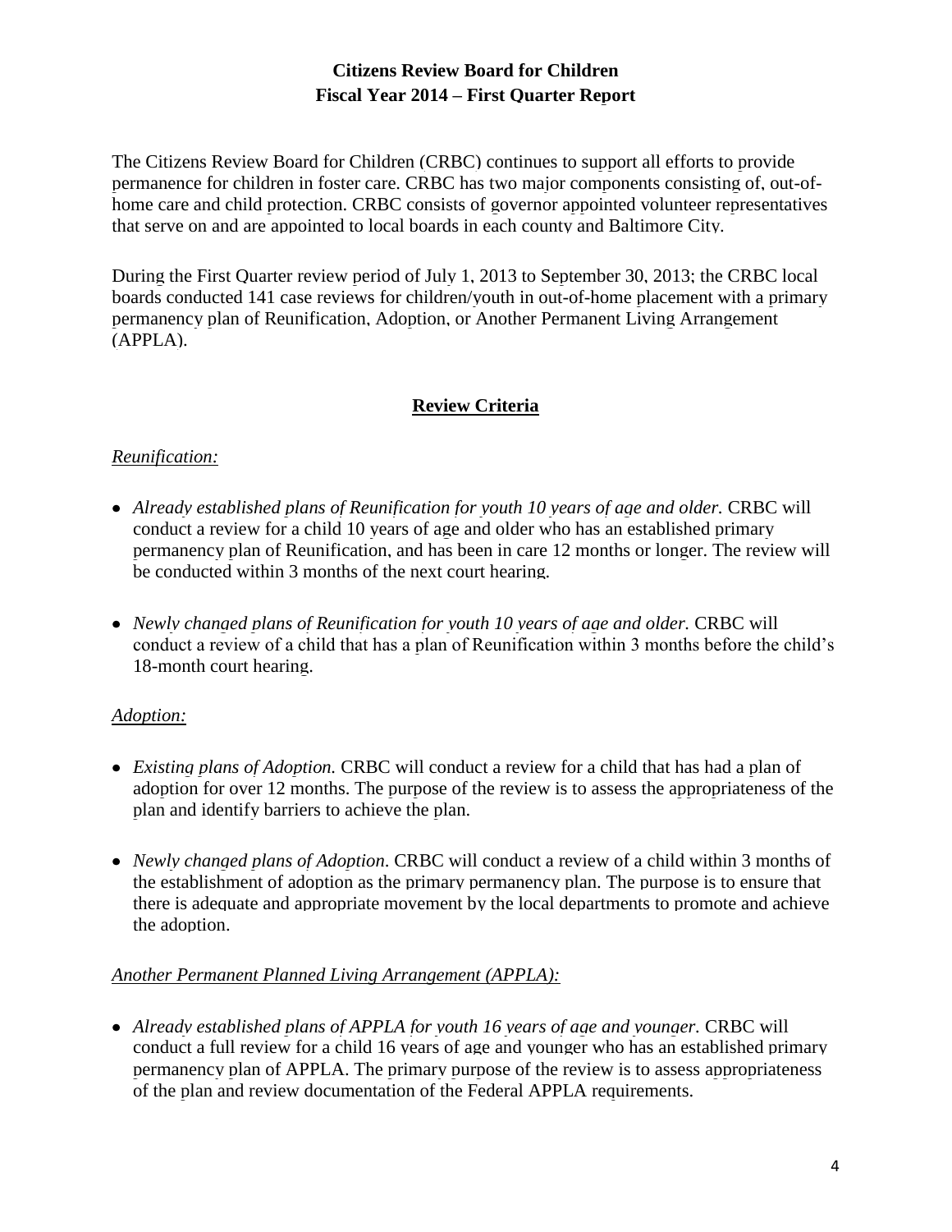**Citizens Review Board for Children**
**Fiscal Year 2014 – First Quarter Report**

The Citizens Review Board for Children (CRBC) continues to support all efforts to provide permanence for children in foster care. CRBC has two major components consisting of, out-of-home care and child protection. CRBC consists of governor appointed volunteer representatives that serve on and are appointed to local boards in each county and Baltimore City.

During the First Quarter review period of July 1, 2013 to September 30, 2013; the CRBC local boards conducted 141 case reviews for children/youth in out-of-home placement with a primary permanency plan of Reunification, Adoption, or Another Permanent Living Arrangement (APPLA).

## Review Criteria

*Reunification:*

- *Already established plans of Reunification for youth 10 years of age and older.* CRBC will conduct a review for a child 10 years of age and older who has an established primary permanency plan of Reunification, and has been in care 12 months or longer. The review will be conducted within 3 months of the next court hearing.

- *Newly changed plans of Reunification for youth 10 years of age and older.* CRBC will conduct a review of a child that has a plan of Reunification within 3 months before the child's 18-month court hearing.

*Adoption:*

- *Existing plans of Adoption.* CRBC will conduct a review for a child that has had a plan of adoption for over 12 months. The purpose of the review is to assess the appropriateness of the plan and identify barriers to achieve the plan.

- *Newly changed plans of Adoption*. CRBC will conduct a review of a child within 3 months of the establishment of adoption as the primary permanency plan. The purpose is to ensure that there is adequate and appropriate movement by the local departments to promote and achieve the adoption.

*Another Permanent Planned Living Arrangement (APPLA):*

- *Already established plans of APPLA for youth 16 years of age and younger.* CRBC will conduct a full review for a child 16 years of age and younger who has an established primary permanency plan of APPLA. The primary purpose of the review is to assess appropriateness of the plan and review documentation of the Federal APPLA requirements.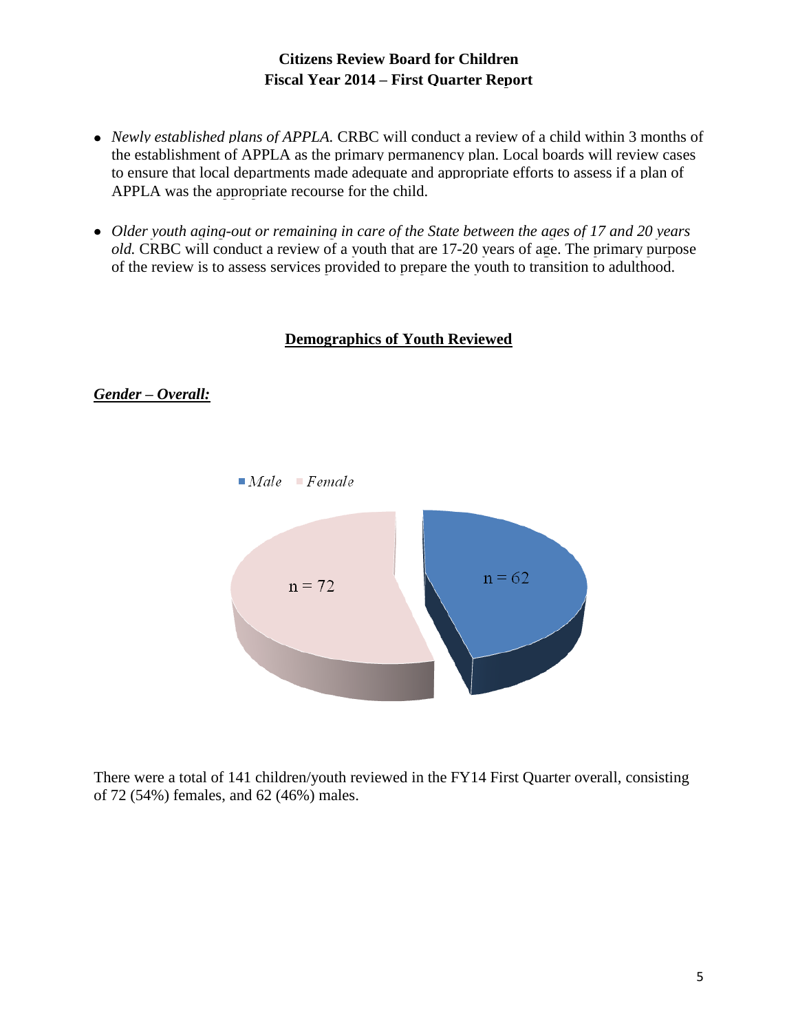# Citizens Review Board for Children
# Fiscal Year 2014 – First Quarter Report

- *Newly established plans of APPLA.* CRBC will conduct a review of a child within 3 months of the establishment of APPLA as the primary permanency plan. Local boards will review cases to ensure that local departments made adequate and appropriate efforts to assess if a plan of APPLA was the appropriate recourse for the child.

- *Older youth aging-out or remaining in care of the State between the ages of 17 and 20 years old.* CRBC will conduct a review of a youth that are 17-20 years of age. The primary purpose of the review is to assess services provided to prepare the youth to transition to adulthood.

## Demographics of Youth Reviewed

***Gender – Overall:***

Male: n = 62
Female: n = 72

There were a total of 141 children/youth reviewed in the FY14 First Quarter overall, consisting of 72 (54%) females, and 62 (46%) males.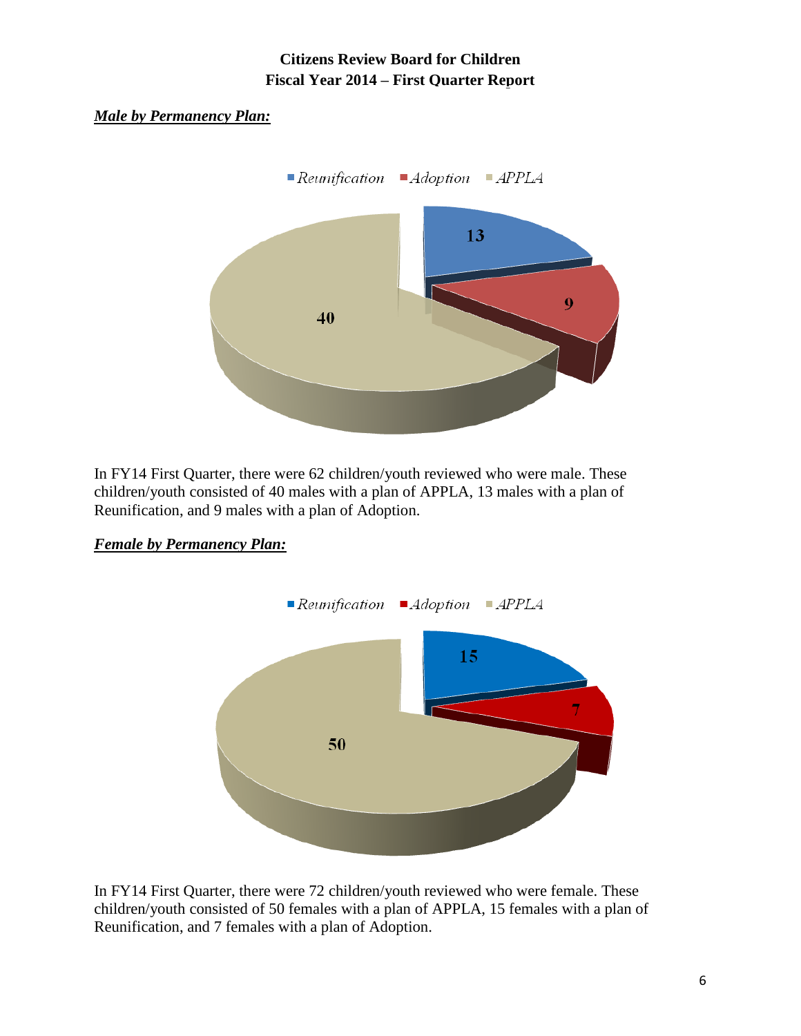**Citizens Review Board for Children**
**Fiscal Year 2014 – First Quarter Report**

***Male by Permanency Plan:***

In FY14 First Quarter, there were 62 children/youth reviewed who were male. These children/youth consisted of 40 males with a plan of APPLA, 13 males with a plan of Reunification, and 9 males with a plan of Adoption.

***Female by Permanency Plan:***

In FY14 First Quarter, there were 72 children/youth reviewed who were female. These children/youth consisted of 50 females with a plan of APPLA, 15 females with a plan of Reunification, and 7 females with a plan of Adoption.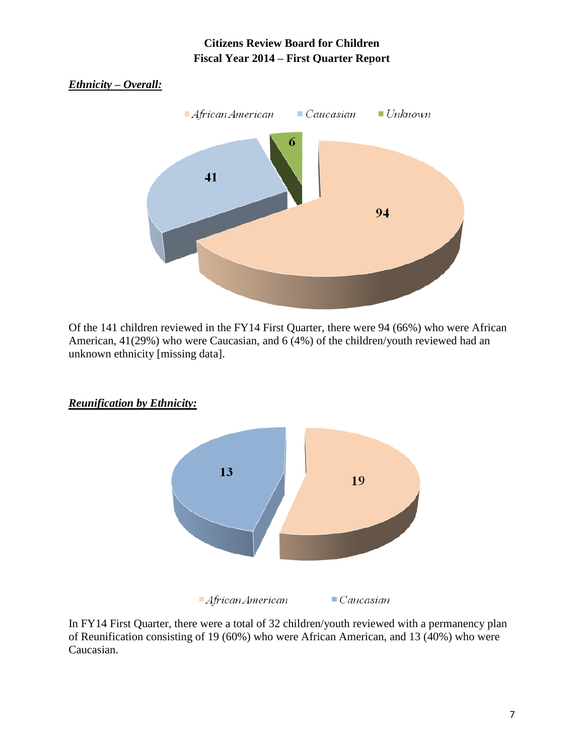**Citizens Review Board for Children**
**Fiscal Year 2014 – First Quarter Report**

***Ethnicity – Overall:***

Of the 141 children reviewed in the FY14 First Quarter, there were 94 (66%) who were African American, 41(29%) who were Caucasian, and 6 (4%) of the children/youth reviewed had an unknown ethnicity [missing data].

***Reunification by Ethnicity:***

In FY14 First Quarter, there were a total of 32 children/youth reviewed with a permanency plan of Reunification consisting of 19 (60%) who were African American, and 13 (40%) who were Caucasian.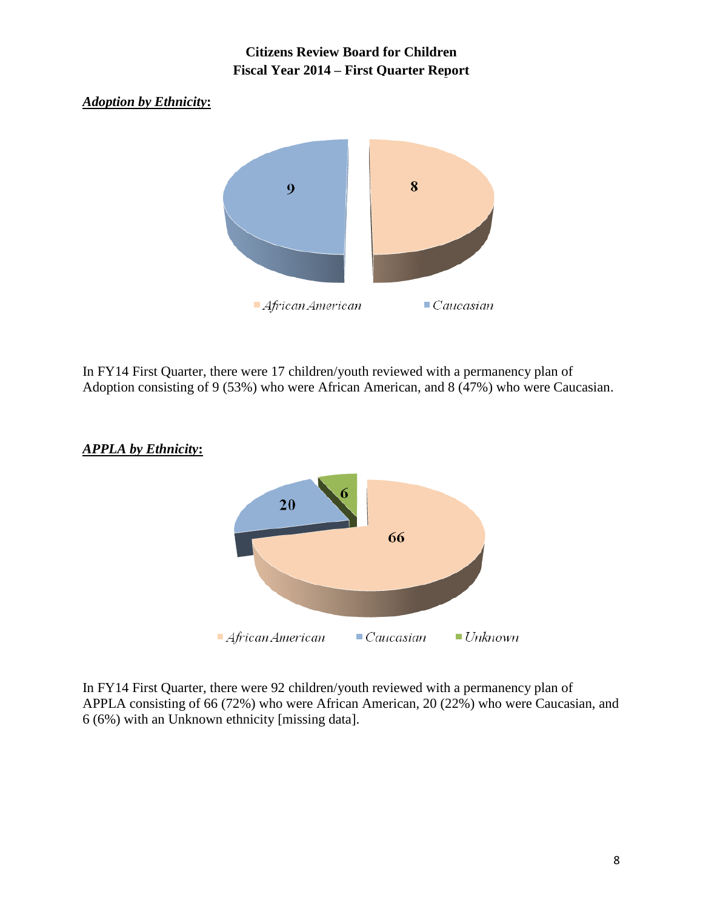**Citizens Review Board for Children**
**Fiscal Year 2014 – First Quarter Report**

***Adoption by Ethnicity*:**

In FY14 First Quarter, there were 17 children/youth reviewed with a permanency plan of Adoption consisting of 9 (53%) who were African American, and 8 (47%) who were Caucasian.

***APPLA by Ethnicity*:**

In FY14 First Quarter, there were 92 children/youth reviewed with a permanency plan of APPLA consisting of 66 (72%) who were African American, 20 (22%) who were Caucasian, and 6 (6%) with an Unknown ethnicity [missing data].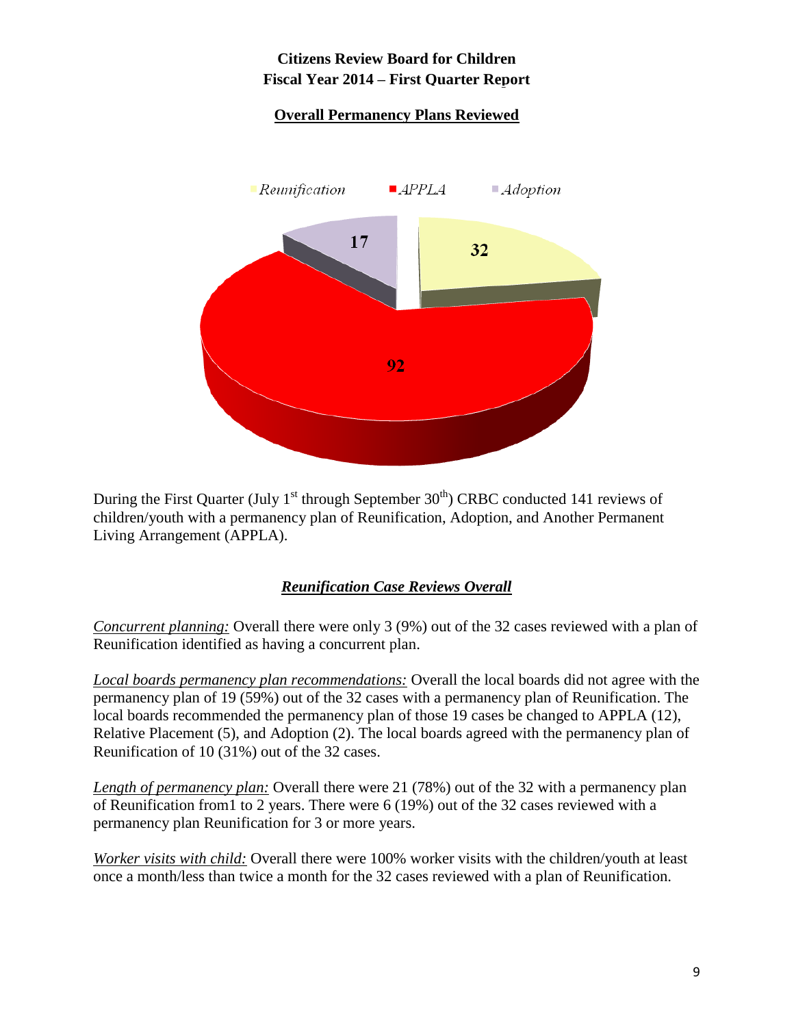**Citizens Review Board for Children**
**Fiscal Year 2014 – First Quarter Report**

**Overall Permanency Plans Reviewed**

Reunification  APPLA  Adoption

17  32  92

During the First Quarter (July 1st through September 30th) CRBC conducted 141 reviews of children/youth with a permanency plan of Reunification, Adoption, and Another Permanent Living Arrangement (APPLA).

## ***Reunification Case Reviews Overall***

*Concurrent planning:* Overall there were only 3 (9%) out of the 32 cases reviewed with a plan of Reunification identified as having a concurrent plan.

*Local boards permanency plan recommendations:* Overall the local boards did not agree with the permanency plan of 19 (59%) out of the 32 cases with a permanency plan of Reunification. The local boards recommended the permanency plan of those 19 cases be changed to APPLA (12), Relative Placement (5), and Adoption (2). The local boards agreed with the permanency plan of Reunification of 10 (31%) out of the 32 cases.

*Length of permanency plan:* Overall there were 21 (78%) out of the 32 with a permanency plan of Reunification from1 to 2 years. There were 6 (19%) out of the 32 cases reviewed with a permanency plan Reunification for 3 or more years.

*Worker visits with child:* Overall there were 100% worker visits with the children/youth at least once a month/less than twice a month for the 32 cases reviewed with a plan of Reunification.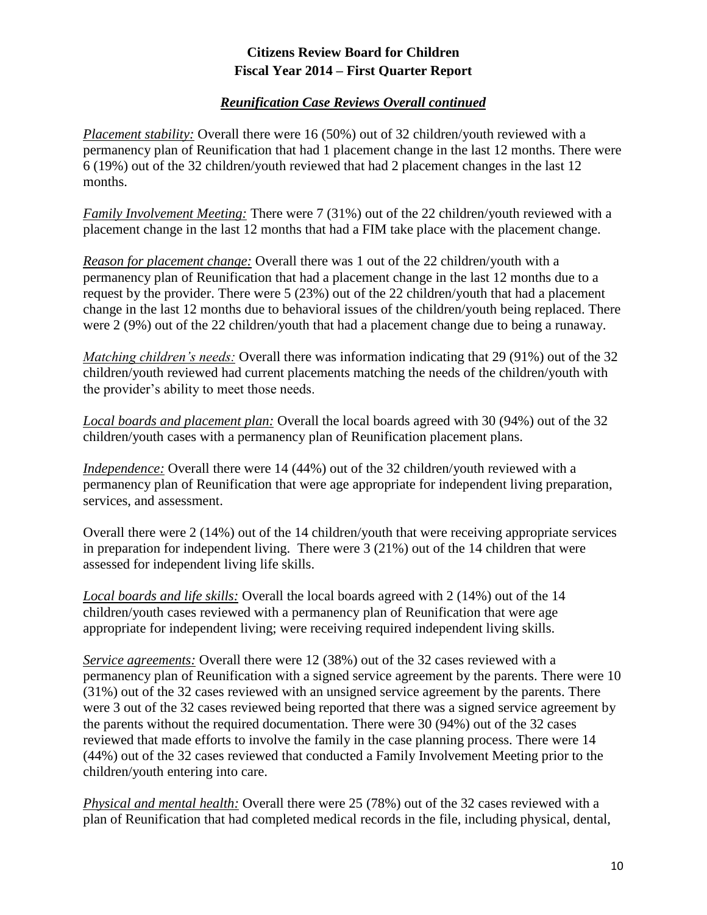## *Reunification Case Reviews Overall continued*

*Placement stability:* Overall there were 16 (50%) out of 32 children/youth reviewed with a permanency plan of Reunification that had 1 placement change in the last 12 months. There were 6 (19%) out of the 32 children/youth reviewed that had 2 placement changes in the last 12 months.

*Family Involvement Meeting:* There were 7 (31%) out of the 22 children/youth reviewed with a placement change in the last 12 months that had a FIM take place with the placement change.

*Reason for placement change:* Overall there was 1 out of the 22 children/youth with a permanency plan of Reunification that had a placement change in the last 12 months due to a request by the provider. There were 5 (23%) out of the 22 children/youth that had a placement change in the last 12 months due to behavioral issues of the children/youth being replaced. There were 2 (9%) out of the 22 children/youth that had a placement change due to being a runaway.

*Matching children's needs:* Overall there was information indicating that 29 (91%) out of the 32 children/youth reviewed had current placements matching the needs of the children/youth with the provider's ability to meet those needs.

*Local boards and placement plan:* Overall the local boards agreed with 30 (94%) out of the 32 children/youth cases with a permanency plan of Reunification placement plans.

*Independence:* Overall there were 14 (44%) out of the 32 children/youth reviewed with a permanency plan of Reunification that were age appropriate for independent living preparation, services, and assessment.

Overall there were 2 (14%) out of the 14 children/youth that were receiving appropriate services in preparation for independent living. There were 3 (21%) out of the 14 children that were assessed for independent living life skills.

*Local boards and life skills:* Overall the local boards agreed with 2 (14%) out of the 14 children/youth cases reviewed with a permanency plan of Reunification that were age appropriate for independent living; were receiving required independent living skills.

*Service agreements:* Overall there were 12 (38%) out of the 32 cases reviewed with a permanency plan of Reunification with a signed service agreement by the parents. There were 10 (31%) out of the 32 cases reviewed with an unsigned service agreement by the parents. There were 3 out of the 32 cases reviewed being reported that there was a signed service agreement by the parents without the required documentation. There were 30 (94%) out of the 32 cases reviewed that made efforts to involve the family in the case planning process. There were 14 (44%) out of the 32 cases reviewed that conducted a Family Involvement Meeting prior to the children/youth entering into care.

*Physical and mental health:* Overall there were 25 (78%) out of the 32 cases reviewed with a plan of Reunification that had completed medical records in the file, including physical, dental,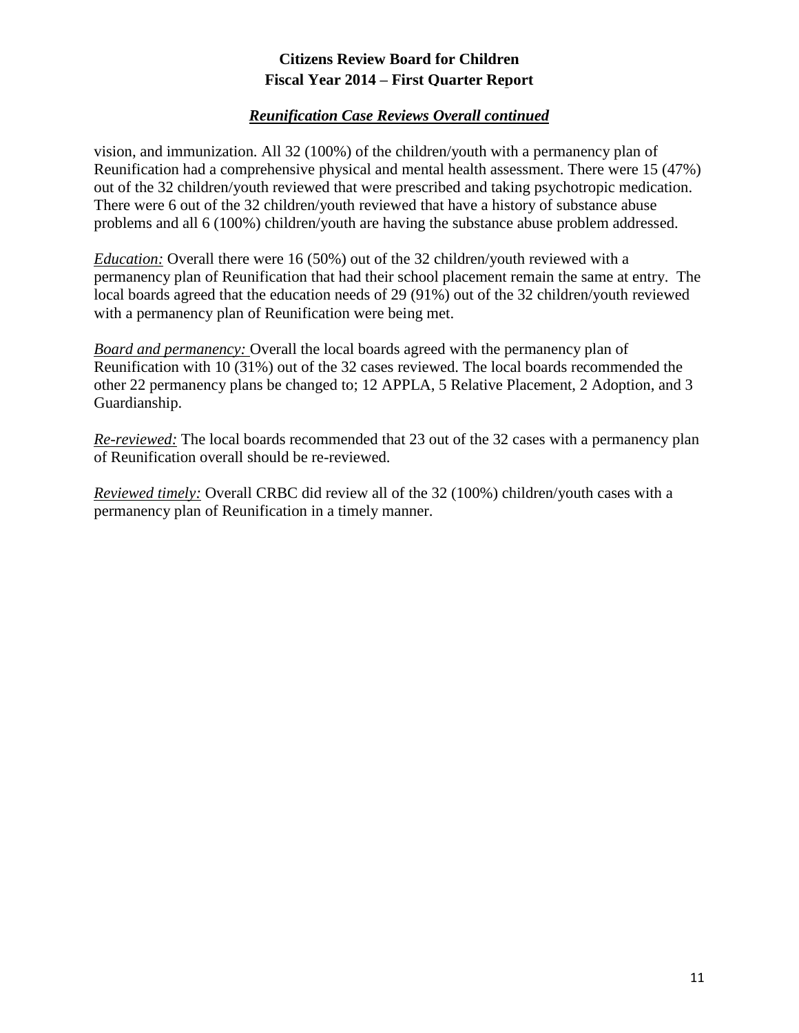## *Reunification Case Reviews Overall continued*

vision, and immunization. All 32 (100%) of the children/youth with a permanency plan of Reunification had a comprehensive physical and mental health assessment. There were 15 (47%) out of the 32 children/youth reviewed that were prescribed and taking psychotropic medication. There were 6 out of the 32 children/youth reviewed that have a history of substance abuse problems and all 6 (100%) children/youth are having the substance abuse problem addressed.

*Education:* Overall there were 16 (50%) out of the 32 children/youth reviewed with a permanency plan of Reunification that had their school placement remain the same at entry. The local boards agreed that the education needs of 29 (91%) out of the 32 children/youth reviewed with a permanency plan of Reunification were being met.

*Board and permanency:* Overall the local boards agreed with the permanency plan of Reunification with 10 (31%) out of the 32 cases reviewed. The local boards recommended the other 22 permanency plans be changed to; 12 APPLA, 5 Relative Placement, 2 Adoption, and 3 Guardianship.

*Re-reviewed:* The local boards recommended that 23 out of the 32 cases with a permanency plan of Reunification overall should be re-reviewed.

*Reviewed timely:* Overall CRBC did review all of the 32 (100%) children/youth cases with a permanency plan of Reunification in a timely manner.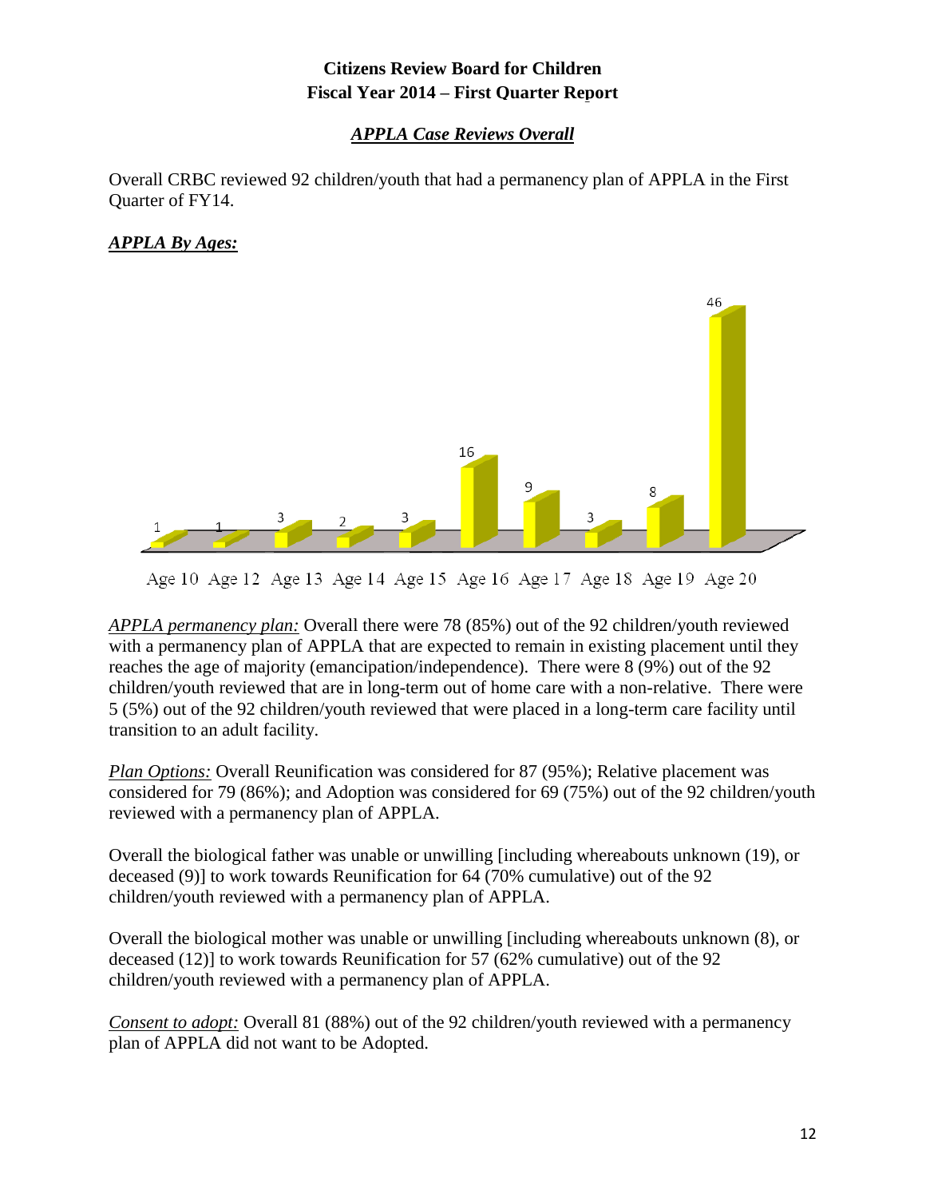**Citizens Review Board for Children**
**Fiscal Year 2014 – First Quarter Report**

### *APPLA Case Reviews Overall*

Overall CRBC reviewed 92 children/youth that had a permanency plan of APPLA in the First Quarter of FY14.

***APPLA By Ages:***

| Age 10 | Age 12 | Age 13 | Age 14 | Age 15 | Age 16 | Age 17 | Age 18 | Age 19 | Age 20 |
|---|---|---|---|---|---|---|---|---|---|
| 1 | 1 | 3 | 2 | 3 | 16 | 9 | 3 | 8 | 46 |

*APPLA permanency plan:* Overall there were 78 (85%) out of the 92 children/youth reviewed with a permanency plan of APPLA that are expected to remain in existing placement until they reaches the age of majority (emancipation/independence). There were 8 (9%) out of the 92 children/youth reviewed that are in long-term out of home care with a non-relative. There were 5 (5%) out of the 92 children/youth reviewed that were placed in a long-term care facility until transition to an adult facility.

*Plan Options:* Overall Reunification was considered for 87 (95%); Relative placement was considered for 79 (86%); and Adoption was considered for 69 (75%) out of the 92 children/youth reviewed with a permanency plan of APPLA.

Overall the biological father was unable or unwilling [including whereabouts unknown (19), or deceased (9)] to work towards Reunification for 64 (70% cumulative) out of the 92 children/youth reviewed with a permanency plan of APPLA.

Overall the biological mother was unable or unwilling [including whereabouts unknown (8), or deceased (12)] to work towards Reunification for 57 (62% cumulative) out of the 92 children/youth reviewed with a permanency plan of APPLA.

*Consent to adopt:* Overall 81 (88%) out of the 92 children/youth reviewed with a permanency plan of APPLA did not want to be Adopted.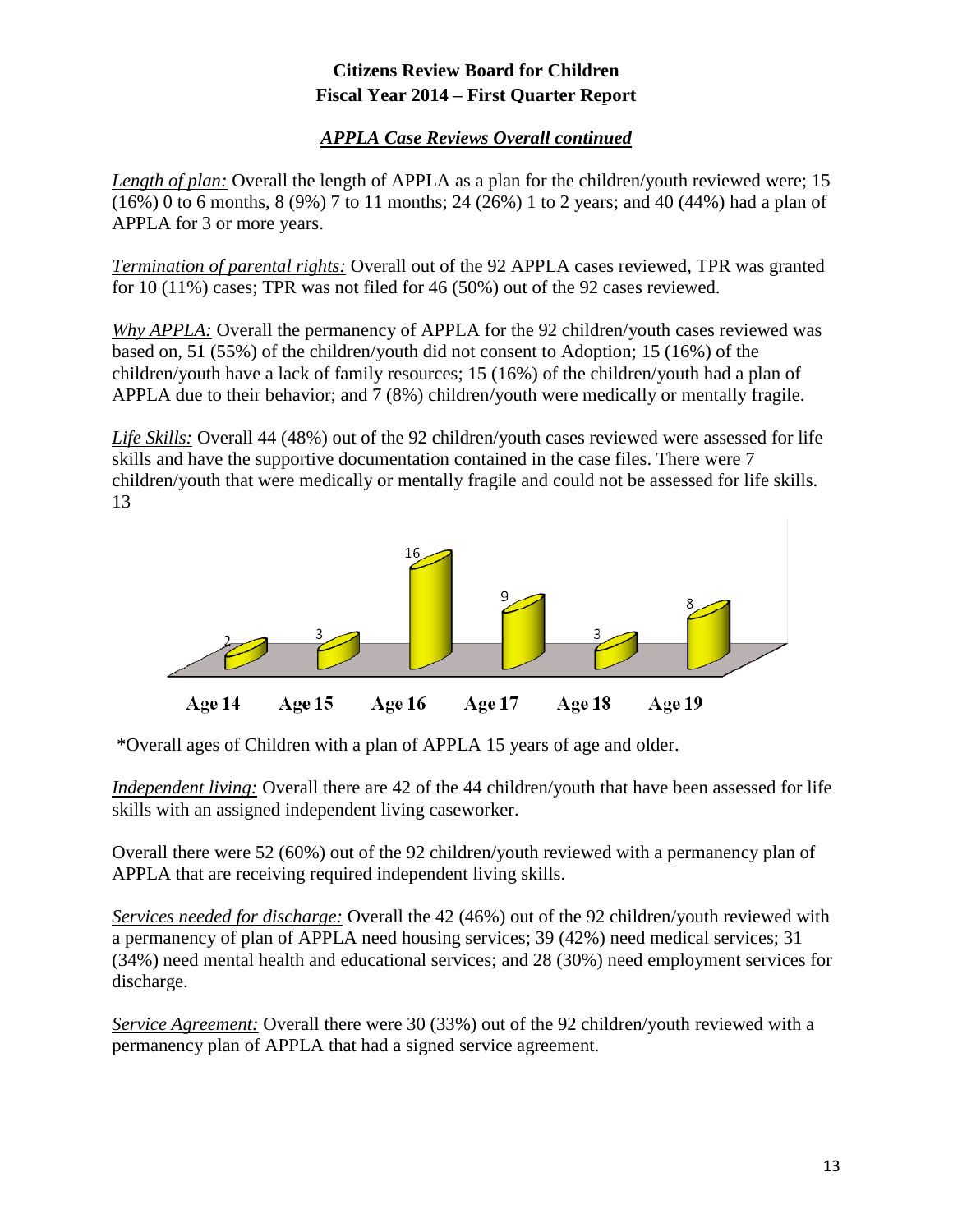## *APPLA Case Reviews Overall continued*

*Length of plan:* Overall the length of APPLA as a plan for the children/youth reviewed were; 15 (16%) 0 to 6 months, 8 (9%) 7 to 11 months; 24 (26%) 1 to 2 years; and 40 (44%) had a plan of APPLA for 3 or more years.

*Termination of parental rights:* Overall out of the 92 APPLA cases reviewed, TPR was granted for 10 (11%) cases; TPR was not filed for 46 (50%) out of the 92 cases reviewed.

*Why APPLA:* Overall the permanency of APPLA for the 92 children/youth cases reviewed was based on, 51 (55%) of the children/youth did not consent to Adoption; 15 (16%) of the children/youth have a lack of family resources; 15 (16%) of the children/youth had a plan of APPLA due to their behavior; and 7 (8%) children/youth were medically or mentally fragile.

*Life Skills:* Overall 44 (48%) out of the 92 children/youth cases reviewed were assessed for life skills and have the supportive documentation contained in the case files. There were 7 children/youth that were medically or mentally fragile and could not be assessed for life skills. 13

| Age 14 | Age 15 | Age 16 | Age 17 | Age 18 | Age 19 |
|---|---|---|---|---|---|
| 2 | 3 | 16 | 9 | 3 | 8 |

*Overall ages of Children with a plan of APPLA 15 years of age and older.

*Independent living:* Overall there are 42 of the 44 children/youth that have been assessed for life skills with an assigned independent living caseworker.

Overall there were 52 (60%) out of the 92 children/youth reviewed with a permanency plan of APPLA that are receiving required independent living skills.

*Services needed for discharge:* Overall the 42 (46%) out of the 92 children/youth reviewed with a permanency of plan of APPLA need housing services; 39 (42%) need medical services; 31 (34%) need mental health and educational services; and 28 (30%) need employment services for discharge.

*Service Agreement:* Overall there were 30 (33%) out of the 92 children/youth reviewed with a permanency plan of APPLA that had a signed service agreement.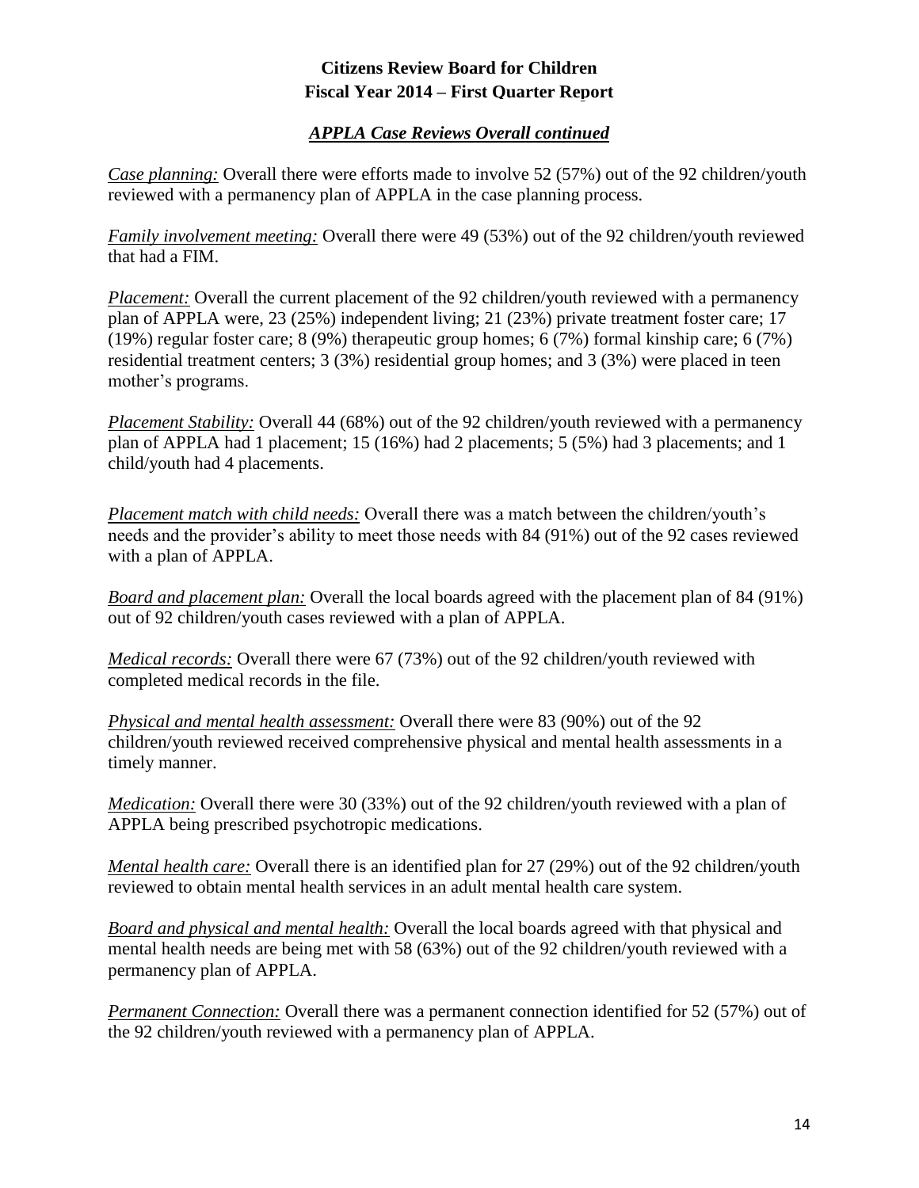**Citizens Review Board for Children**
**Fiscal Year 2014 – First Quarter Report**

## *APPLA Case Reviews Overall continued*

*Case planning:* Overall there were efforts made to involve 52 (57%) out of the 92 children/youth reviewed with a permanency plan of APPLA in the case planning process.

*Family involvement meeting:* Overall there were 49 (53%) out of the 92 children/youth reviewed that had a FIM.

*Placement:* Overall the current placement of the 92 children/youth reviewed with a permanency plan of APPLA were, 23 (25%) independent living; 21 (23%) private treatment foster care; 17 (19%) regular foster care; 8 (9%) therapeutic group homes; 6 (7%) formal kinship care; 6 (7%) residential treatment centers; 3 (3%) residential group homes; and 3 (3%) were placed in teen mother's programs.

*Placement Stability:* Overall 44 (68%) out of the 92 children/youth reviewed with a permanency plan of APPLA had 1 placement; 15 (16%) had 2 placements; 5 (5%) had 3 placements; and 1 child/youth had 4 placements.

*Placement match with child needs:* Overall there was a match between the children/youth's needs and the provider's ability to meet those needs with 84 (91%) out of the 92 cases reviewed with a plan of APPLA.

*Board and placement plan:* Overall the local boards agreed with the placement plan of 84 (91%) out of 92 children/youth cases reviewed with a plan of APPLA.

*Medical records:* Overall there were 67 (73%) out of the 92 children/youth reviewed with completed medical records in the file.

*Physical and mental health assessment:* Overall there were 83 (90%) out of the 92 children/youth reviewed received comprehensive physical and mental health assessments in a timely manner.

*Medication:* Overall there were 30 (33%) out of the 92 children/youth reviewed with a plan of APPLA being prescribed psychotropic medications.

*Mental health care:* Overall there is an identified plan for 27 (29%) out of the 92 children/youth reviewed to obtain mental health services in an adult mental health care system.

*Board and physical and mental health:* Overall the local boards agreed with that physical and mental health needs are being met with 58 (63%) out of the 92 children/youth reviewed with a permanency plan of APPLA.

*Permanent Connection:* Overall there was a permanent connection identified for 52 (57%) out of the 92 children/youth reviewed with a permanency plan of APPLA.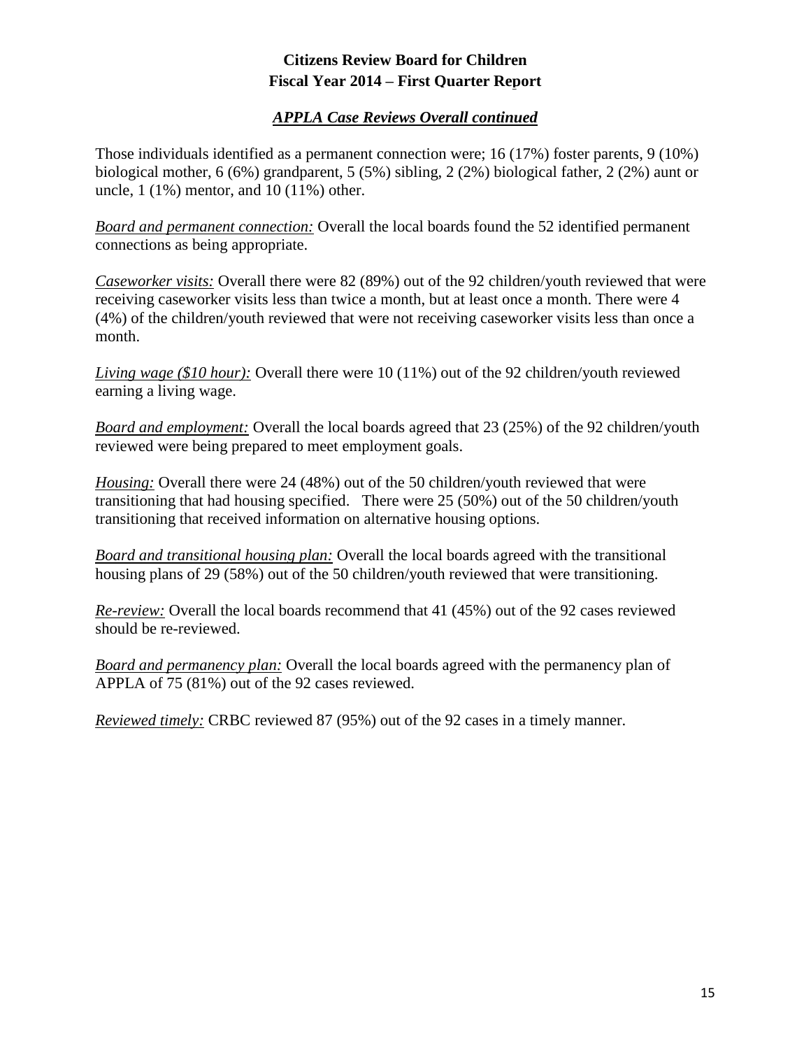**Citizens Review Board for Children**
**Fiscal Year 2014 – First Quarter Report**

***APPLA Case Reviews Overall continued***

Those individuals identified as a permanent connection were; 16 (17%) foster parents, 9 (10%) biological mother, 6 (6%) grandparent, 5 (5%) sibling, 2 (2%) biological father, 2 (2%) aunt or uncle, 1 (1%) mentor, and 10 (11%) other.

*Board and permanent connection:* Overall the local boards found the 52 identified permanent connections as being appropriate.

*Caseworker visits:* Overall there were 82 (89%) out of the 92 children/youth reviewed that were receiving caseworker visits less than twice a month, but at least once a month. There were 4 (4%) of the children/youth reviewed that were not receiving caseworker visits less than once a month.

*Living wage ($10 hour):* Overall there were 10 (11%) out of the 92 children/youth reviewed earning a living wage.

*Board and employment:* Overall the local boards agreed that 23 (25%) of the 92 children/youth reviewed were being prepared to meet employment goals.

*Housing:* Overall there were 24 (48%) out of the 50 children/youth reviewed that were transitioning that had housing specified. There were 25 (50%) out of the 50 children/youth transitioning that received information on alternative housing options.

*Board and transitional housing plan:* Overall the local boards agreed with the transitional housing plans of 29 (58%) out of the 50 children/youth reviewed that were transitioning.

*Re-review:* Overall the local boards recommend that 41 (45%) out of the 92 cases reviewed should be re-reviewed.

*Board and permanency plan:* Overall the local boards agreed with the permanency plan of APPLA of 75 (81%) out of the 92 cases reviewed.

*Reviewed timely:* CRBC reviewed 87 (95%) out of the 92 cases in a timely manner.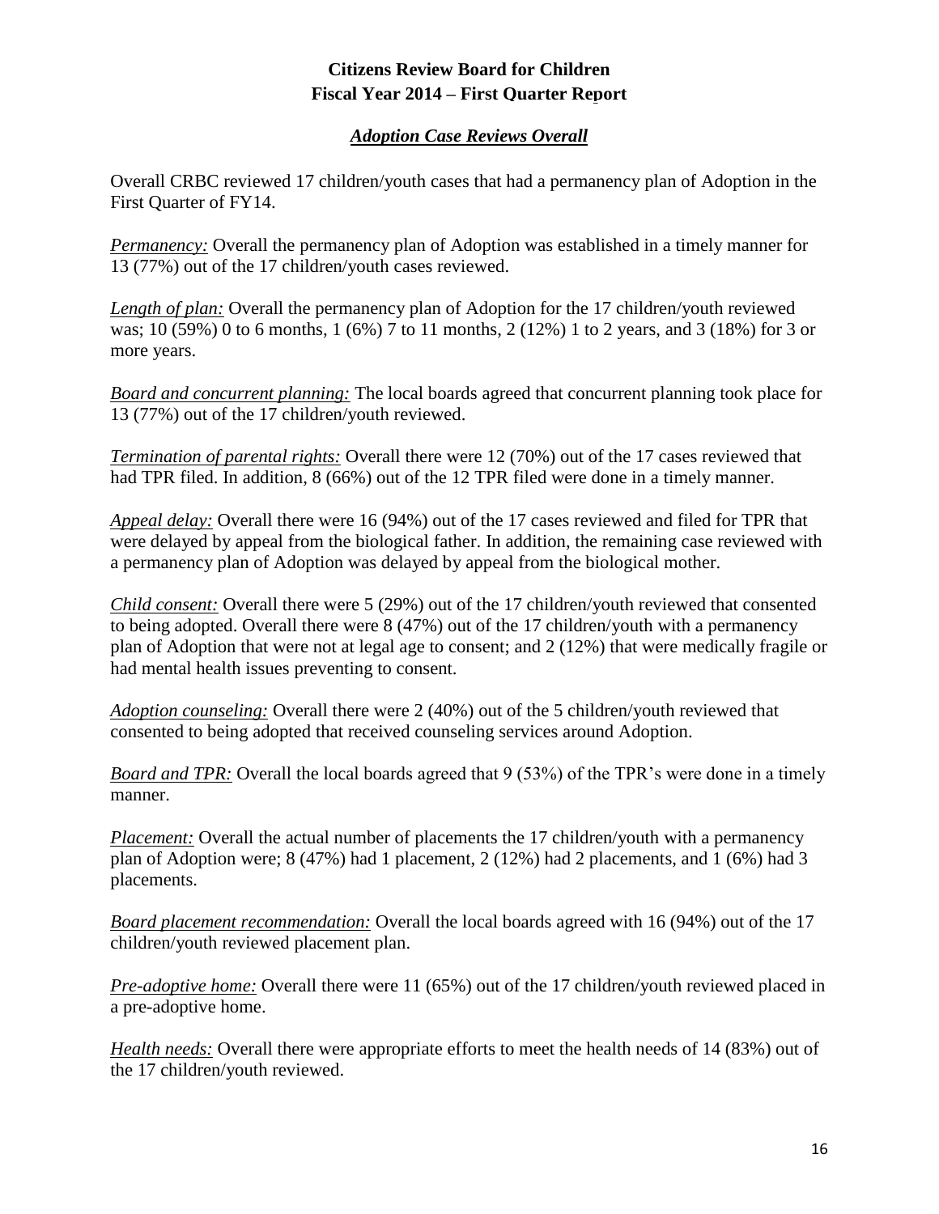**Citizens Review Board for Children**
**Fiscal Year 2014 – First Quarter Report**

***Adoption Case Reviews Overall***

Overall CRBC reviewed 17 children/youth cases that had a permanency plan of Adoption in the First Quarter of FY14.

*Permanency:* Overall the permanency plan of Adoption was established in a timely manner for 13 (77%) out of the 17 children/youth cases reviewed.

*Length of plan:* Overall the permanency plan of Adoption for the 17 children/youth reviewed was; 10 (59%) 0 to 6 months, 1 (6%) 7 to 11 months, 2 (12%) 1 to 2 years, and 3 (18%) for 3 or more years.

*Board and concurrent planning:* The local boards agreed that concurrent planning took place for 13 (77%) out of the 17 children/youth reviewed.

*Termination of parental rights:* Overall there were 12 (70%) out of the 17 cases reviewed that had TPR filed. In addition, 8 (66%) out of the 12 TPR filed were done in a timely manner.

*Appeal delay:* Overall there were 16 (94%) out of the 17 cases reviewed and filed for TPR that were delayed by appeal from the biological father. In addition, the remaining case reviewed with a permanency plan of Adoption was delayed by appeal from the biological mother.

*Child consent:* Overall there were 5 (29%) out of the 17 children/youth reviewed that consented to being adopted. Overall there were 8 (47%) out of the 17 children/youth with a permanency plan of Adoption that were not at legal age to consent; and 2 (12%) that were medically fragile or had mental health issues preventing to consent.

*Adoption counseling:* Overall there were 2 (40%) out of the 5 children/youth reviewed that consented to being adopted that received counseling services around Adoption.

*Board and TPR:* Overall the local boards agreed that 9 (53%) of the TPR's were done in a timely manner.

*Placement:* Overall the actual number of placements the 17 children/youth with a permanency plan of Adoption were; 8 (47%) had 1 placement, 2 (12%) had 2 placements, and 1 (6%) had 3 placements.

*Board placement recommendation:* Overall the local boards agreed with 16 (94%) out of the 17 children/youth reviewed placement plan.

*Pre-adoptive home:* Overall there were 11 (65%) out of the 17 children/youth reviewed placed in a pre-adoptive home.

*Health needs:* Overall there were appropriate efforts to meet the health needs of 14 (83%) out of the 17 children/youth reviewed.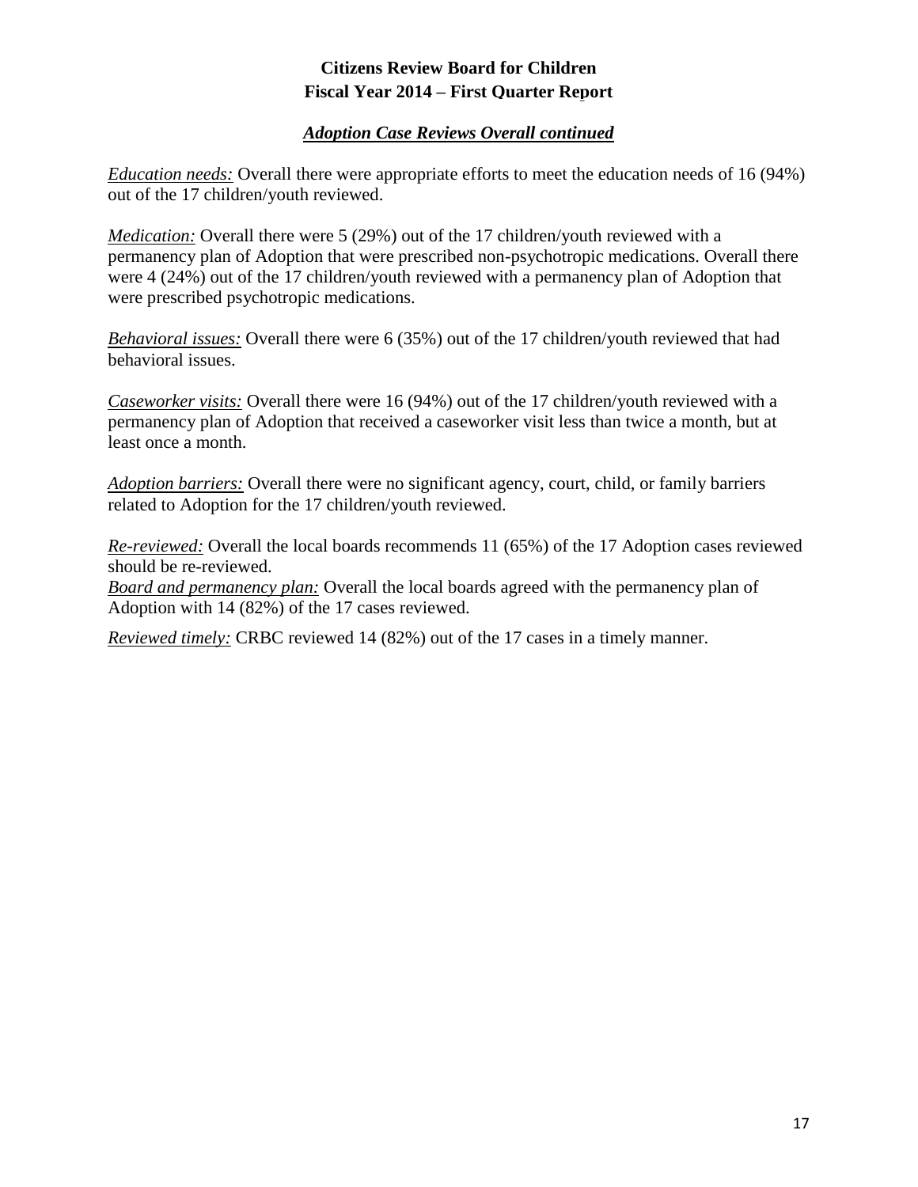**Citizens Review Board for Children**
**Fiscal Year 2014 – First Quarter Report**

***Adoption Case Reviews Overall continued***

*Education needs:* Overall there were appropriate efforts to meet the education needs of 16 (94%) out of the 17 children/youth reviewed.

*Medication:* Overall there were 5 (29%) out of the 17 children/youth reviewed with a permanency plan of Adoption that were prescribed non-psychotropic medications. Overall there were 4 (24%) out of the 17 children/youth reviewed with a permanency plan of Adoption that were prescribed psychotropic medications.

*Behavioral issues:* Overall there were 6 (35%) out of the 17 children/youth reviewed that had behavioral issues.

*Caseworker visits:* Overall there were 16 (94%) out of the 17 children/youth reviewed with a permanency plan of Adoption that received a caseworker visit less than twice a month, but at least once a month.

*Adoption barriers:* Overall there were no significant agency, court, child, or family barriers related to Adoption for the 17 children/youth reviewed.

*Re-reviewed:* Overall the local boards recommends 11 (65%) of the 17 Adoption cases reviewed should be re-reviewed.

*Board and permanency plan:* Overall the local boards agreed with the permanency plan of Adoption with 14 (82%) of the 17 cases reviewed.

*Reviewed timely:* CRBC reviewed 14 (82%) out of the 17 cases in a timely manner.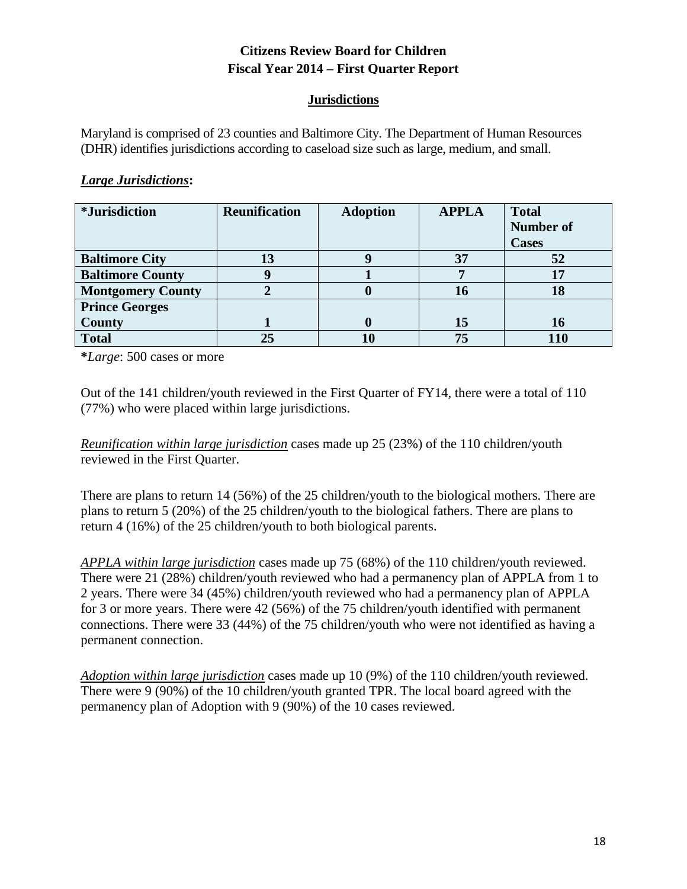**Citizens Review Board for Children**
**Fiscal Year 2014 – First Quarter Report**

## Jurisdictions

Maryland is comprised of 23 counties and Baltimore City. The Department of Human Resources (DHR) identifies jurisdictions according to caseload size such as large, medium, and small.

### ***Large Jurisdictions*:**

| *Jurisdiction | Reunification | Adoption | APPLA | Total Number of Cases |
|---|---|---|---|---|
| Baltimore City | 13 | 9 | 37 | 52 |
| Baltimore County | 9 | 1 | 7 | 17 |
| Montgomery County | 2 | 0 | 16 | 18 |
| Prince Georges County | 1 | 0 | 15 | 16 |
| Total | 25 | 10 | 75 | 110 |

***Large*: 500 cases or more

Out of the 141 children/youth reviewed in the First Quarter of FY14, there were a total of 110 (77%) who were placed within large jurisdictions.

*Reunification within large jurisdiction* cases made up 25 (23%) of the 110 children/youth reviewed in the First Quarter.

There are plans to return 14 (56%) of the 25 children/youth to the biological mothers. There are plans to return 5 (20%) of the 25 children/youth to the biological fathers. There are plans to return 4 (16%) of the 25 children/youth to both biological parents.

*APPLA within large jurisdiction* cases made up 75 (68%) of the 110 children/youth reviewed. There were 21 (28%) children/youth reviewed who had a permanency plan of APPLA from 1 to 2 years. There were 34 (45%) children/youth reviewed who had a permanency plan of APPLA for 3 or more years. There were 42 (56%) of the 75 children/youth identified with permanent connections. There were 33 (44%) of the 75 children/youth who were not identified as having a permanent connection.

*Adoption within large jurisdiction* cases made up 10 (9%) of the 110 children/youth reviewed. There were 9 (90%) of the 10 children/youth granted TPR. The local board agreed with the permanency plan of Adoption with 9 (90%) of the 10 cases reviewed.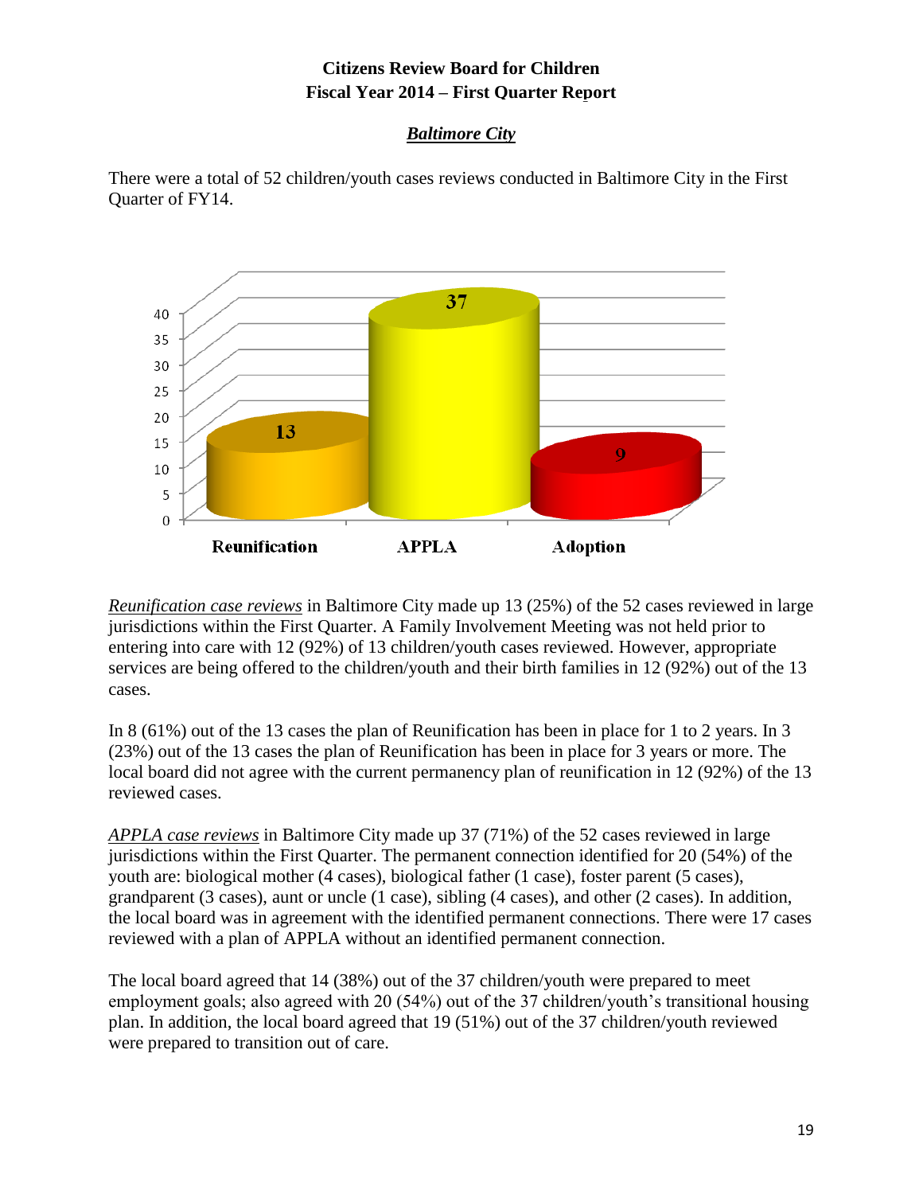**Citizens Review Board for Children**
**Fiscal Year 2014 – First Quarter Report**

***Baltimore City***

There were a total of 52 children/youth cases reviews conducted in Baltimore City in the First Quarter of FY14.

| | Reunification | APPLA | Adoption |
|---|---|---|---|
| Cases | 13 | 37 | 9 |

*Reunification case reviews* in Baltimore City made up 13 (25%) of the 52 cases reviewed in large jurisdictions within the First Quarter. A Family Involvement Meeting was not held prior to entering into care with 12 (92%) of 13 children/youth cases reviewed. However, appropriate services are being offered to the children/youth and their birth families in 12 (92%) out of the 13 cases.

In 8 (61%) out of the 13 cases the plan of Reunification has been in place for 1 to 2 years. In 3 (23%) out of the 13 cases the plan of Reunification has been in place for 3 years or more. The local board did not agree with the current permanency plan of reunification in 12 (92%) of the 13 reviewed cases.

*APPLA case reviews* in Baltimore City made up 37 (71%) of the 52 cases reviewed in large jurisdictions within the First Quarter. The permanent connection identified for 20 (54%) of the youth are: biological mother (4 cases), biological father (1 case), foster parent (5 cases), grandparent (3 cases), aunt or uncle (1 case), sibling (4 cases), and other (2 cases). In addition, the local board was in agreement with the identified permanent connections. There were 17 cases reviewed with a plan of APPLA without an identified permanent connection.

The local board agreed that 14 (38%) out of the 37 children/youth were prepared to meet employment goals; also agreed with 20 (54%) out of the 37 children/youth's transitional housing plan. In addition, the local board agreed that 19 (51%) out of the 37 children/youth reviewed were prepared to transition out of care.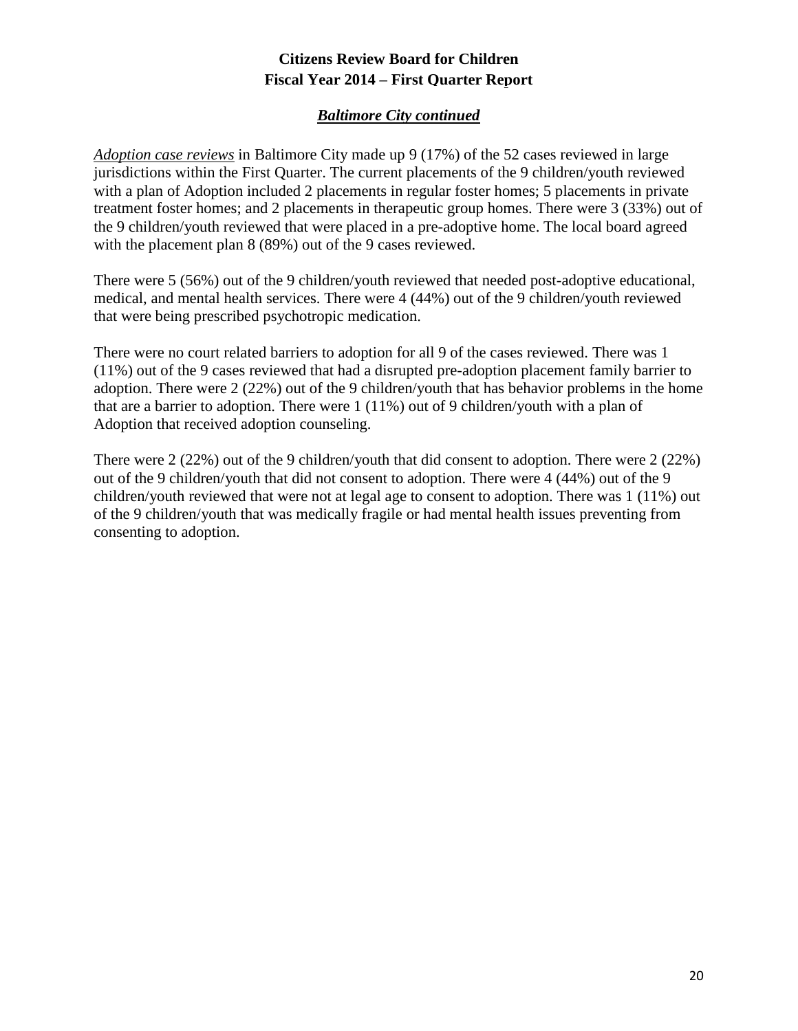**Citizens Review Board for Children**
**Fiscal Year 2014 – First Quarter Report**

***Baltimore City continued***

*Adoption case reviews* in Baltimore City made up 9 (17%) of the 52 cases reviewed in large jurisdictions within the First Quarter. The current placements of the 9 children/youth reviewed with a plan of Adoption included 2 placements in regular foster homes; 5 placements in private treatment foster homes; and 2 placements in therapeutic group homes. There were 3 (33%) out of the 9 children/youth reviewed that were placed in a pre-adoptive home. The local board agreed with the placement plan 8 (89%) out of the 9 cases reviewed.

There were 5 (56%) out of the 9 children/youth reviewed that needed post-adoptive educational, medical, and mental health services. There were 4 (44%) out of the 9 children/youth reviewed that were being prescribed psychotropic medication.

There were no court related barriers to adoption for all 9 of the cases reviewed. There was 1 (11%) out of the 9 cases reviewed that had a disrupted pre-adoption placement family barrier to adoption. There were 2 (22%) out of the 9 children/youth that has behavior problems in the home that are a barrier to adoption. There were 1 (11%) out of 9 children/youth with a plan of Adoption that received adoption counseling.

There were 2 (22%) out of the 9 children/youth that did consent to adoption. There were 2 (22%) out of the 9 children/youth that did not consent to adoption. There were 4 (44%) out of the 9 children/youth reviewed that were not at legal age to consent to adoption. There was 1 (11%) out of the 9 children/youth that was medically fragile or had mental health issues preventing from consenting to adoption.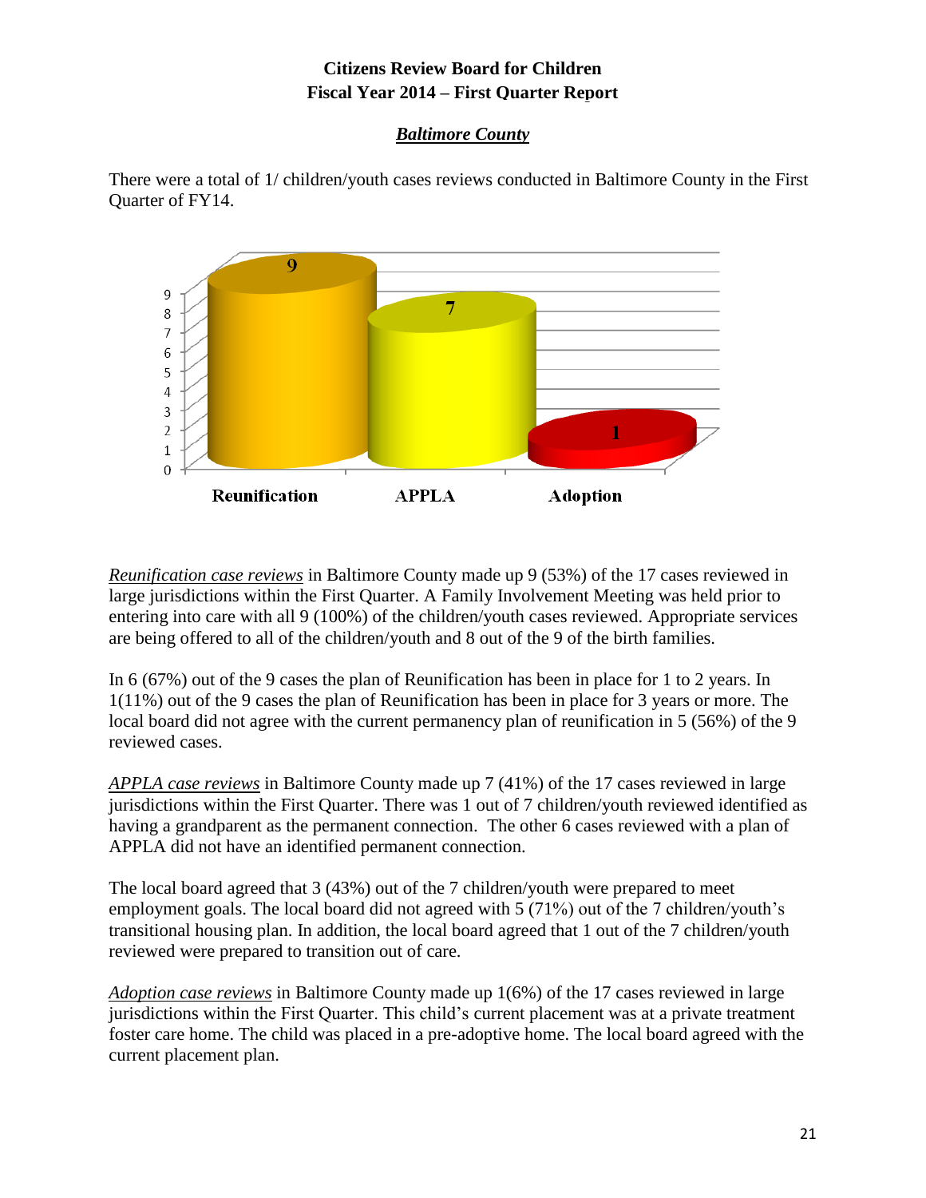**Citizens Review Board for Children**
**Fiscal Year 2014 – First Quarter Report**

***Baltimore County***

There were a total of 1/ children/youth cases reviews conducted in Baltimore County in the First Quarter of FY14.

| | Reunification | APPLA | Adoption |
|---|---|---|---|
| Cases | 9 | 7 | 1 |

*Reunification case reviews* in Baltimore County made up 9 (53%) of the 17 cases reviewed in large jurisdictions within the First Quarter. A Family Involvement Meeting was held prior to entering into care with all 9 (100%) of the children/youth cases reviewed. Appropriate services are being offered to all of the children/youth and 8 out of the 9 of the birth families.

In 6 (67%) out of the 9 cases the plan of Reunification has been in place for 1 to 2 years. In 1(11%) out of the 9 cases the plan of Reunification has been in place for 3 years or more. The local board did not agree with the current permanency plan of reunification in 5 (56%) of the 9 reviewed cases.

*APPLA case reviews* in Baltimore County made up 7 (41%) of the 17 cases reviewed in large jurisdictions within the First Quarter. There was 1 out of 7 children/youth reviewed identified as having a grandparent as the permanent connection. The other 6 cases reviewed with a plan of APPLA did not have an identified permanent connection.

The local board agreed that 3 (43%) out of the 7 children/youth were prepared to meet employment goals. The local board did not agreed with 5 (71%) out of the 7 children/youth's transitional housing plan. In addition, the local board agreed that 1 out of the 7 children/youth reviewed were prepared to transition out of care.

*Adoption case reviews* in Baltimore County made up 1(6%) of the 17 cases reviewed in large jurisdictions within the First Quarter. This child's current placement was at a private treatment foster care home. The child was placed in a pre-adoptive home. The local board agreed with the current placement plan.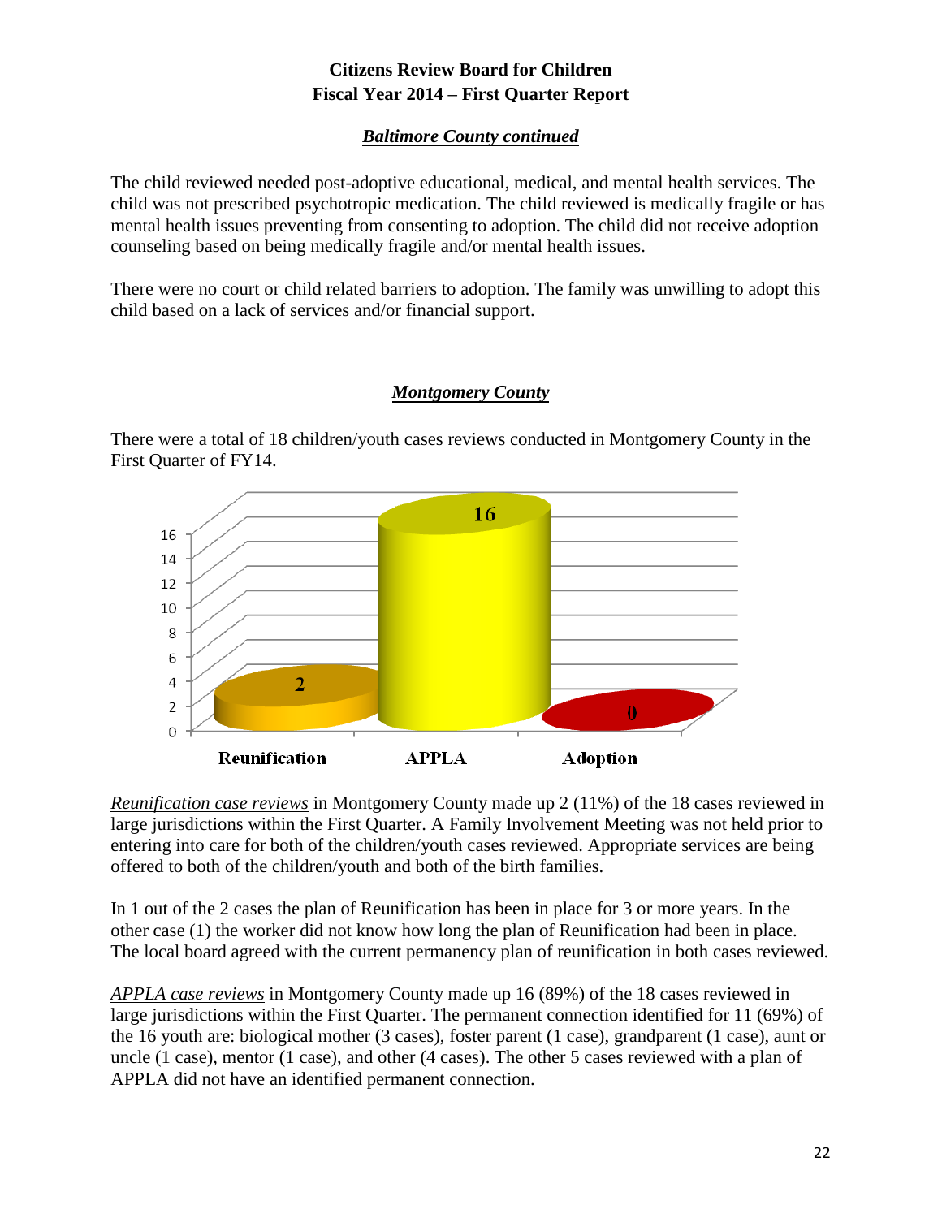**Citizens Review Board for Children**
**Fiscal Year 2014 – First Quarter Report**

***Baltimore County continued***

The child reviewed needed post-adoptive educational, medical, and mental health services. The child was not prescribed psychotropic medication. The child reviewed is medically fragile or has mental health issues preventing from consenting to adoption. The child did not receive adoption counseling based on being medically fragile and/or mental health issues.

There were no court or child related barriers to adoption. The family was unwilling to adopt this child based on a lack of services and/or financial support.

***Montgomery County***

There were a total of 18 children/youth cases reviews conducted in Montgomery County in the First Quarter of FY14.

| Reunification | APPLA | Adoption |
|---|---|---|
| 2 | 16 | 0 |

*Reunification case reviews* in Montgomery County made up 2 (11%) of the 18 cases reviewed in large jurisdictions within the First Quarter. A Family Involvement Meeting was not held prior to entering into care for both of the children/youth cases reviewed. Appropriate services are being offered to both of the children/youth and both of the birth families.

In 1 out of the 2 cases the plan of Reunification has been in place for 3 or more years. In the other case (1) the worker did not know how long the plan of Reunification had been in place. The local board agreed with the current permanency plan of reunification in both cases reviewed.

*APPLA case reviews* in Montgomery County made up 16 (89%) of the 18 cases reviewed in large jurisdictions within the First Quarter. The permanent connection identified for 11 (69%) of the 16 youth are: biological mother (3 cases), foster parent (1 case), grandparent (1 case), aunt or uncle (1 case), mentor (1 case), and other (4 cases). The other 5 cases reviewed with a plan of APPLA did not have an identified permanent connection.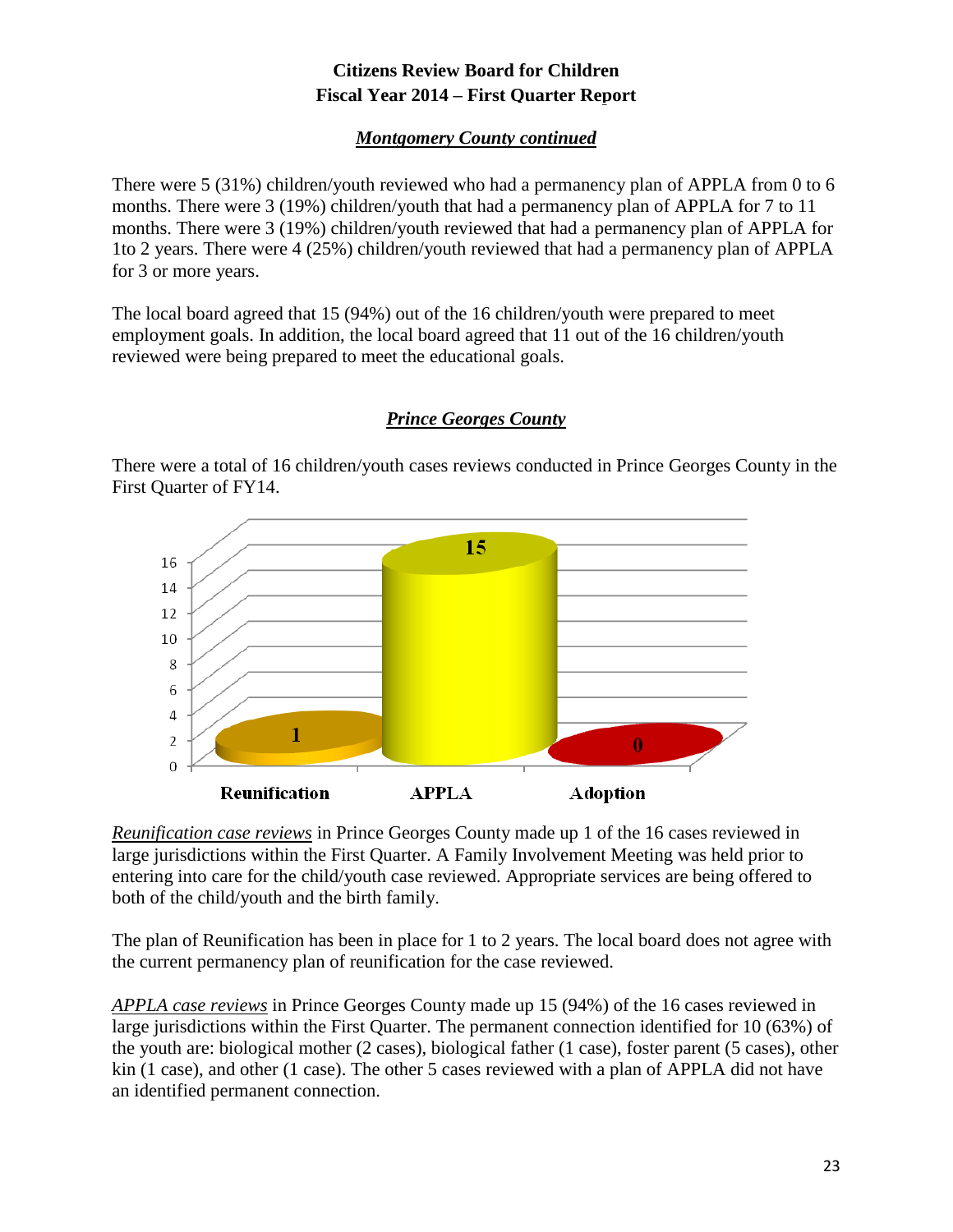**Citizens Review Board for Children**
**Fiscal Year 2014 – First Quarter Report**

***Montgomery County continued***

There were 5 (31%) children/youth reviewed who had a permanency plan of APPLA from 0 to 6 months. There were 3 (19%) children/youth that had a permanency plan of APPLA for 7 to 11 months. There were 3 (19%) children/youth reviewed that had a permanency plan of APPLA for 1to 2 years. There were 4 (25%) children/youth reviewed that had a permanency plan of APPLA for 3 or more years.

The local board agreed that 15 (94%) out of the 16 children/youth were prepared to meet employment goals. In addition, the local board agreed that 11 out of the 16 children/youth reviewed were being prepared to meet the educational goals.

***Prince Georges County***

There were a total of 16 children/youth cases reviews conducted in Prince Georges County in the First Quarter of FY14.

| Reunification | APPLA | Adoption |
|---|---|---|
| 1 | 15 | 0 |

*Reunification case reviews* in Prince Georges County made up 1 of the 16 cases reviewed in large jurisdictions within the First Quarter. A Family Involvement Meeting was held prior to entering into care for the child/youth case reviewed. Appropriate services are being offered to both of the child/youth and the birth family.

The plan of Reunification has been in place for 1 to 2 years. The local board does not agree with the current permanency plan of reunification for the case reviewed.

*APPLA case reviews* in Prince Georges County made up 15 (94%) of the 16 cases reviewed in large jurisdictions within the First Quarter. The permanent connection identified for 10 (63%) of the youth are: biological mother (2 cases), biological father (1 case), foster parent (5 cases), other kin (1 case), and other (1 case). The other 5 cases reviewed with a plan of APPLA did not have an identified permanent connection.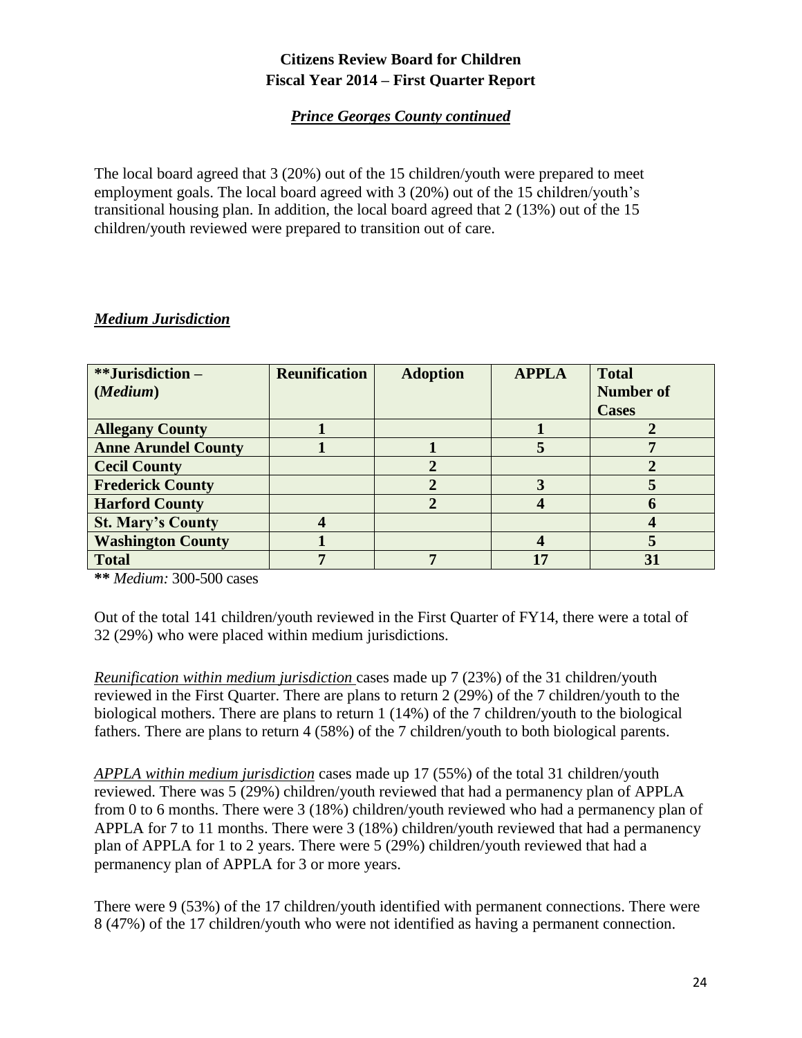**Citizens Review Board for Children**
**Fiscal Year 2014 – First Quarter Report**

***Prince Georges County continued***

The local board agreed that 3 (20%) out of the 15 children/youth were prepared to meet employment goals. The local board agreed with 3 (20%) out of the 15 children/youth's transitional housing plan. In addition, the local board agreed that 2 (13%) out of the 15 children/youth reviewed were prepared to transition out of care.

## ***Medium Jurisdiction***

| **\*\*Jurisdiction – (*Medium*)** | **Reunification** | **Adoption** | **APPLA** | **Total Number of Cases** |
|---|---|---|---|---|
| **Allegany County** | **1** | | **1** | **2** |
| **Anne Arundel County** | **1** | **1** | **5** | **7** |
| **Cecil County** | | **2** | | **2** |
| **Frederick County** | | **2** | **3** | **5** |
| **Harford County** | | **2** | **4** | **6** |
| **St. Mary's County** | **4** | | | **4** |
| **Washington County** | **1** | | **4** | **5** |
| **Total** | **7** | **7** | **17** | **31** |

**\*\*** *Medium:* 300-500 cases

Out of the total 141 children/youth reviewed in the First Quarter of FY14, there were a total of 32 (29%) who were placed within medium jurisdictions.

*Reunification within medium jurisdiction* cases made up 7 (23%) of the 31 children/youth reviewed in the First Quarter. There are plans to return 2 (29%) of the 7 children/youth to the biological mothers. There are plans to return 1 (14%) of the 7 children/youth to the biological fathers. There are plans to return 4 (58%) of the 7 children/youth to both biological parents.

*APPLA within medium jurisdiction* cases made up 17 (55%) of the total 31 children/youth reviewed. There was 5 (29%) children/youth reviewed that had a permanency plan of APPLA from 0 to 6 months. There were 3 (18%) children/youth reviewed who had a permanency plan of APPLA for 7 to 11 months. There were 3 (18%) children/youth reviewed that had a permanency plan of APPLA for 1 to 2 years. There were 5 (29%) children/youth reviewed that had a permanency plan of APPLA for 3 or more years.

There were 9 (53%) of the 17 children/youth identified with permanent connections. There were 8 (47%) of the 17 children/youth who were not identified as having a permanent connection.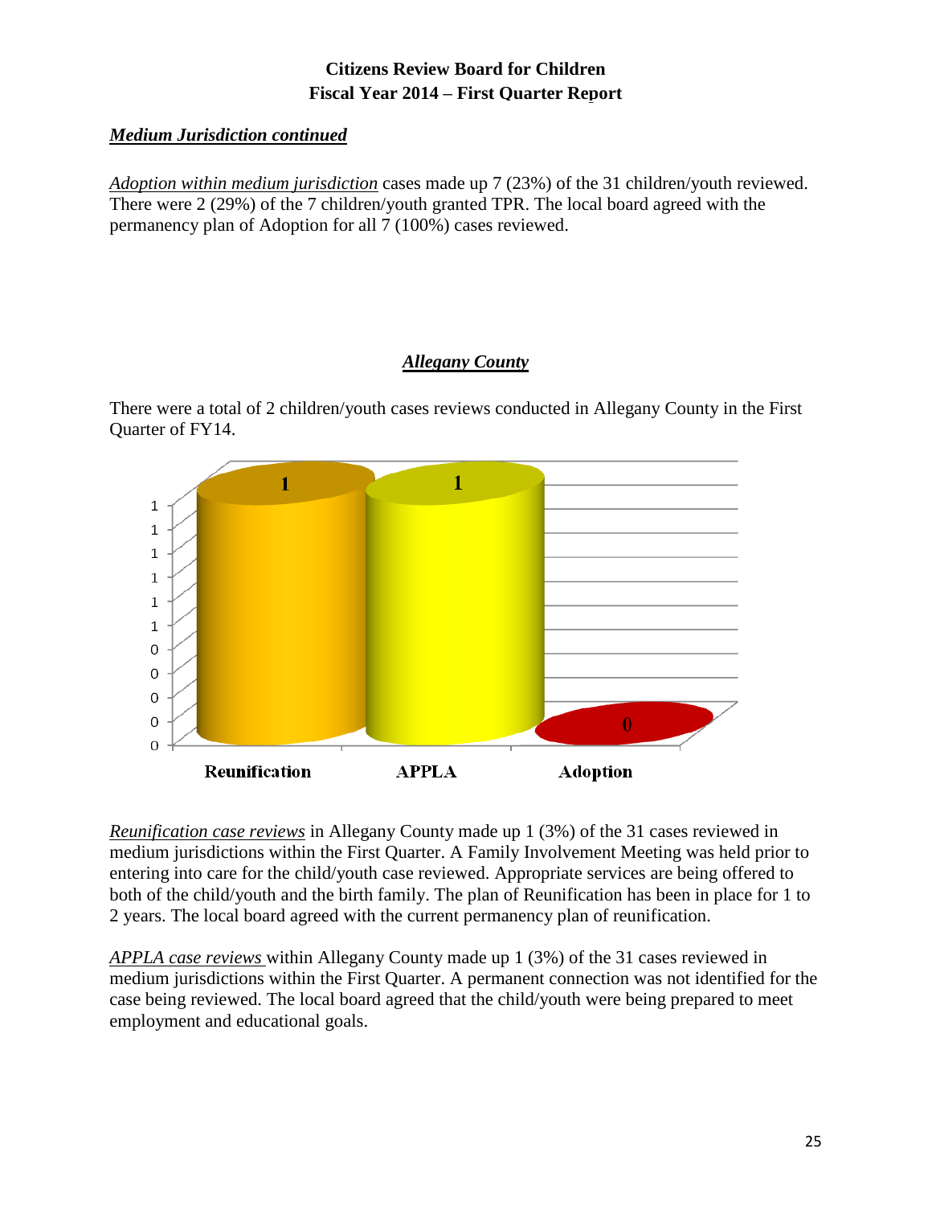### Citizens Review Board for Children
### Fiscal Year 2014 – First Quarter Report

***Medium Jurisdiction continued***

*Adoption within medium jurisdiction* cases made up 7 (23%) of the 31 children/youth reviewed. There were 2 (29%) of the 7 children/youth granted TPR. The local board agreed with the permanency plan of Adoption for all 7 (100%) cases reviewed.

## ***Allegany County***

There were a total of 2 children/youth cases reviews conducted in Allegany County in the First Quarter of FY14.

| Reunification | APPLA | Adoption |
|---|---|---|
| 1 | 1 | 0 |

*Reunification case reviews* in Allegany County made up 1 (3%) of the 31 cases reviewed in medium jurisdictions within the First Quarter. A Family Involvement Meeting was held prior to entering into care for the child/youth case reviewed. Appropriate services are being offered to both of the child/youth and the birth family. The plan of Reunification has been in place for 1 to 2 years. The local board agreed with the current permanency plan of reunification.

*APPLA case reviews* within Allegany County made up 1 (3%) of the 31 cases reviewed in medium jurisdictions within the First Quarter. A permanent connection was not identified for the case being reviewed. The local board agreed that the child/youth were being prepared to meet employment and educational goals.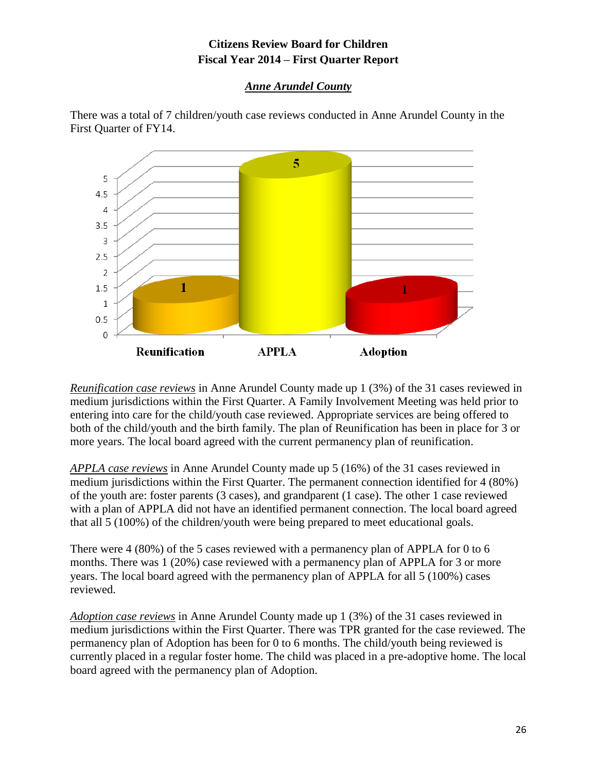**Citizens Review Board for Children**
**Fiscal Year 2014 – First Quarter Report**

## *Anne Arundel County*

There was a total of 7 children/youth case reviews conducted in Anne Arundel County in the First Quarter of FY14.

*Reunification case reviews* in Anne Arundel County made up 1 (3%) of the 31 cases reviewed in medium jurisdictions within the First Quarter. A Family Involvement Meeting was held prior to entering into care for the child/youth case reviewed. Appropriate services are being offered to both of the child/youth and the birth family. The plan of Reunification has been in place for 3 or more years. The local board agreed with the current permanency plan of reunification.

*APPLA case reviews* in Anne Arundel County made up 5 (16%) of the 31 cases reviewed in medium jurisdictions within the First Quarter. The permanent connection identified for 4 (80%) of the youth are: foster parents (3 cases), and grandparent (1 case). The other 1 case reviewed with a plan of APPLA did not have an identified permanent connection. The local board agreed that all 5 (100%) of the children/youth were being prepared to meet educational goals.

There were 4 (80%) of the 5 cases reviewed with a permanency plan of APPLA for 0 to 6 months. There was 1 (20%) case reviewed with a permanency plan of APPLA for 3 or more years. The local board agreed with the permanency plan of APPLA for all 5 (100%) cases reviewed.

*Adoption case reviews* in Anne Arundel County made up 1 (3%) of the 31 cases reviewed in medium jurisdictions within the First Quarter. There was TPR granted for the case reviewed. The permanency plan of Adoption has been for 0 to 6 months. The child/youth being reviewed is currently placed in a regular foster home. The child was placed in a pre-adoptive home. The local board agreed with the permanency plan of Adoption.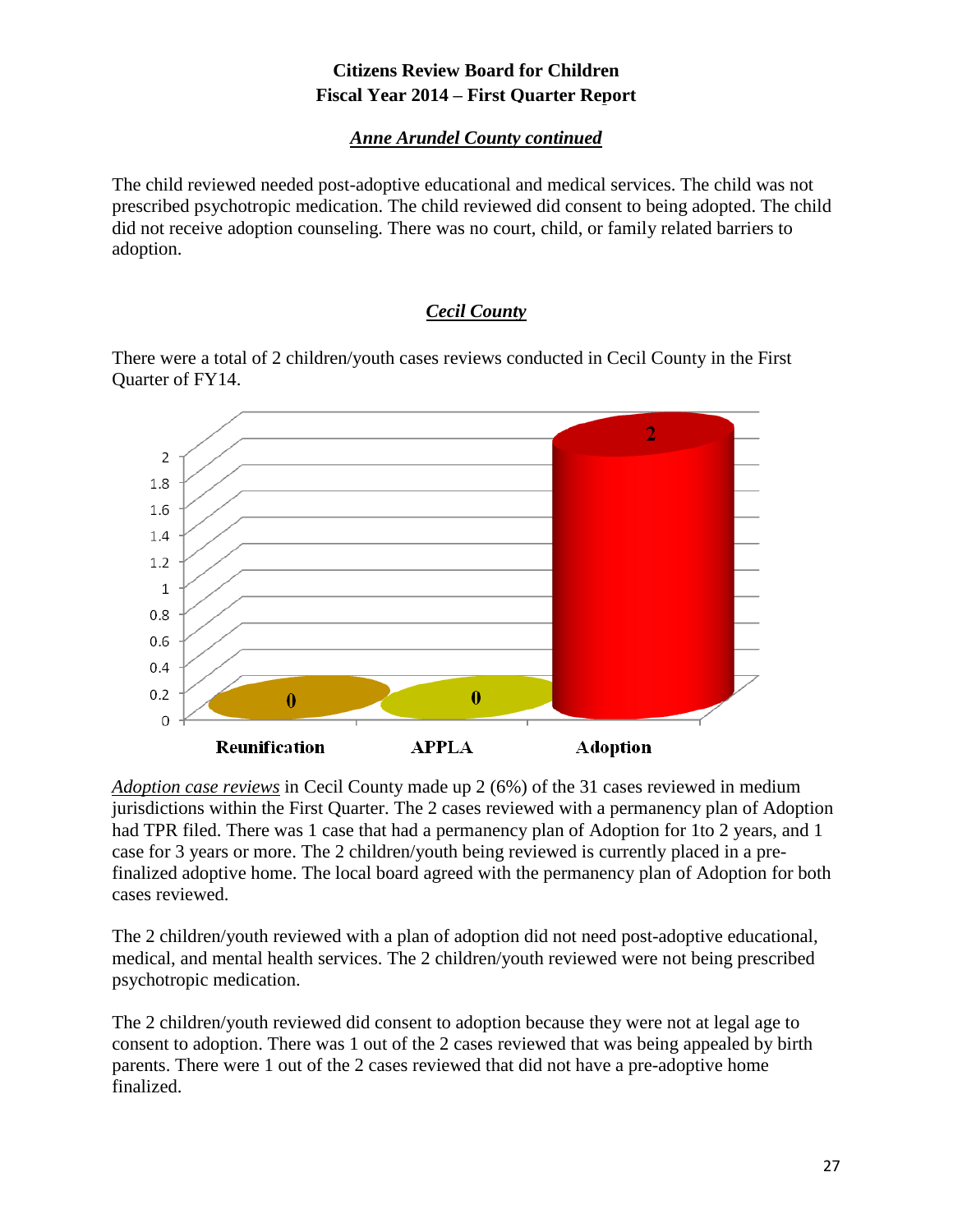**Citizens Review Board for Children**
**Fiscal Year 2014 – First Quarter Report**

***Anne Arundel County continued***

The child reviewed needed post-adoptive educational and medical services. The child was not prescribed psychotropic medication. The child reviewed did consent to being adopted. The child did not receive adoption counseling. There was no court, child, or family related barriers to adoption.

***Cecil County***

There were a total of 2 children/youth cases reviews conducted in Cecil County in the First Quarter of FY14.

| Reunification | APPLA | Adoption |
|---|---|---|
| 0 | 0 | 2 |

*Adoption case reviews* in Cecil County made up 2 (6%) of the 31 cases reviewed in medium jurisdictions within the First Quarter. The 2 cases reviewed with a permanency plan of Adoption had TPR filed. There was 1 case that had a permanency plan of Adoption for 1to 2 years, and 1 case for 3 years or more. The 2 children/youth being reviewed is currently placed in a pre-finalized adoptive home. The local board agreed with the permanency plan of Adoption for both cases reviewed.

The 2 children/youth reviewed with a plan of adoption did not need post-adoptive educational, medical, and mental health services. The 2 children/youth reviewed were not being prescribed psychotropic medication.

The 2 children/youth reviewed did consent to adoption because they were not at legal age to consent to adoption. There was 1 out of the 2 cases reviewed that was being appealed by birth parents. There were 1 out of the 2 cases reviewed that did not have a pre-adoptive home finalized.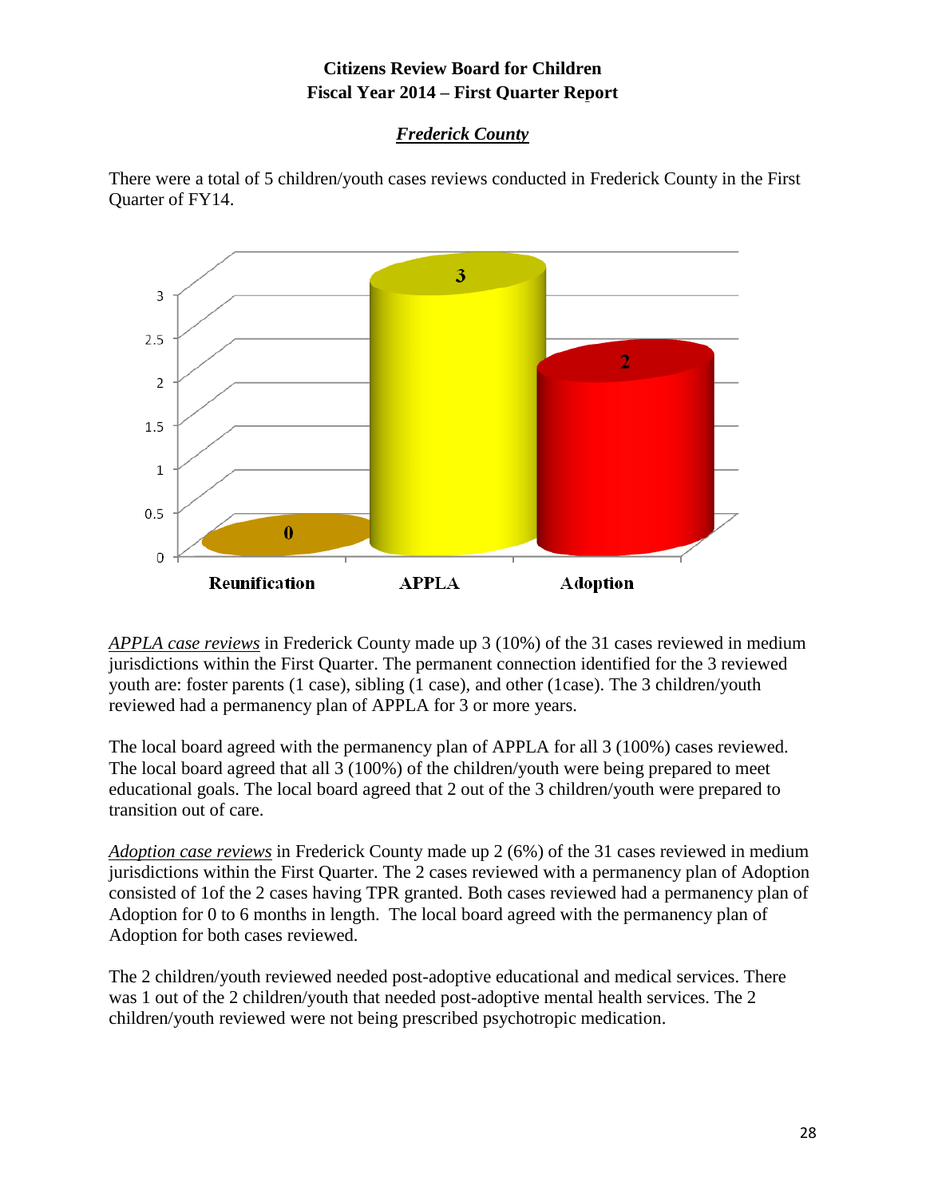**Citizens Review Board for Children**
**Fiscal Year 2014 – First Quarter Report**

***Frederick County***

There were a total of 5 children/youth cases reviews conducted in Frederick County in the First Quarter of FY14.

| Reunification | APPLA | Adoption |
|---|---|---|
| 0 | 3 | 2 |

*APPLA case reviews* in Frederick County made up 3 (10%) of the 31 cases reviewed in medium jurisdictions within the First Quarter. The permanent connection identified for the 3 reviewed youth are: foster parents (1 case), sibling (1 case), and other (1case). The 3 children/youth reviewed had a permanency plan of APPLA for 3 or more years.

The local board agreed with the permanency plan of APPLA for all 3 (100%) cases reviewed. The local board agreed that all 3 (100%) of the children/youth were being prepared to meet educational goals. The local board agreed that 2 out of the 3 children/youth were prepared to transition out of care.

*Adoption case reviews* in Frederick County made up 2 (6%) of the 31 cases reviewed in medium jurisdictions within the First Quarter. The 2 cases reviewed with a permanency plan of Adoption consisted of 1of the 2 cases having TPR granted. Both cases reviewed had a permanency plan of Adoption for 0 to 6 months in length. The local board agreed with the permanency plan of Adoption for both cases reviewed.

The 2 children/youth reviewed needed post-adoptive educational and medical services. There was 1 out of the 2 children/youth that needed post-adoptive mental health services. The 2 children/youth reviewed were not being prescribed psychotropic medication.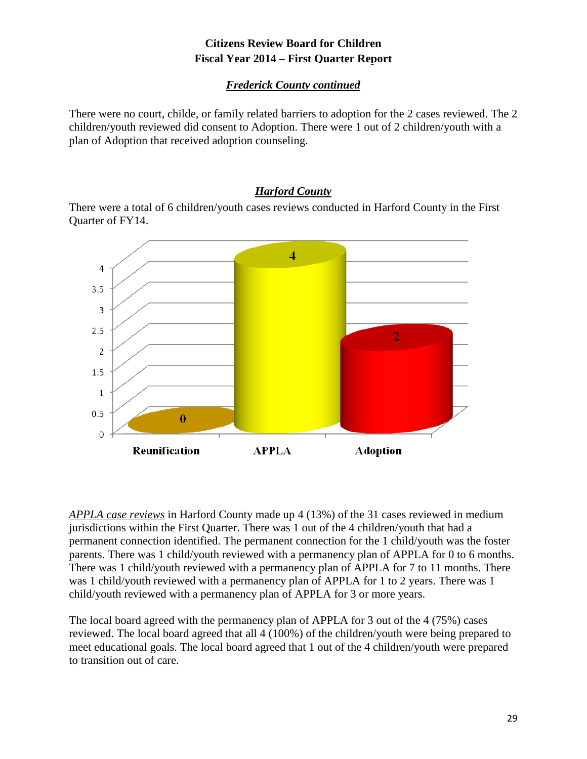**Citizens Review Board for Children**
**Fiscal Year 2014 – First Quarter Report**

***Frederick County continued***

There were no court, childe, or family related barriers to adoption for the 2 cases reviewed. The 2 children/youth reviewed did consent to Adoption. There were 1 out of 2 children/youth with a plan of Adoption that received adoption counseling.

## ***Harford County***

There were a total of 6 children/youth cases reviews conducted in Harford County in the First Quarter of FY14.

| Reunification | APPLA | Adoption |
|---|---|---|
| 0 | 4 | 2 |

*APPLA case reviews* in Harford County made up 4 (13%) of the 31 cases reviewed in medium jurisdictions within the First Quarter. There was 1 out of the 4 children/youth that had a permanent connection identified. The permanent connection for the 1 child/youth was the foster parents. There was 1 child/youth reviewed with a permanency plan of APPLA for 0 to 6 months. There was 1 child/youth reviewed with a permanency plan of APPLA for 7 to 11 months. There was 1 child/youth reviewed with a permanency plan of APPLA for 1 to 2 years. There was 1 child/youth reviewed with a permanency plan of APPLA for 3 or more years.

The local board agreed with the permanency plan of APPLA for 3 out of the 4 (75%) cases reviewed. The local board agreed that all 4 (100%) of the children/youth were being prepared to meet educational goals. The local board agreed that 1 out of the 4 children/youth were prepared to transition out of care.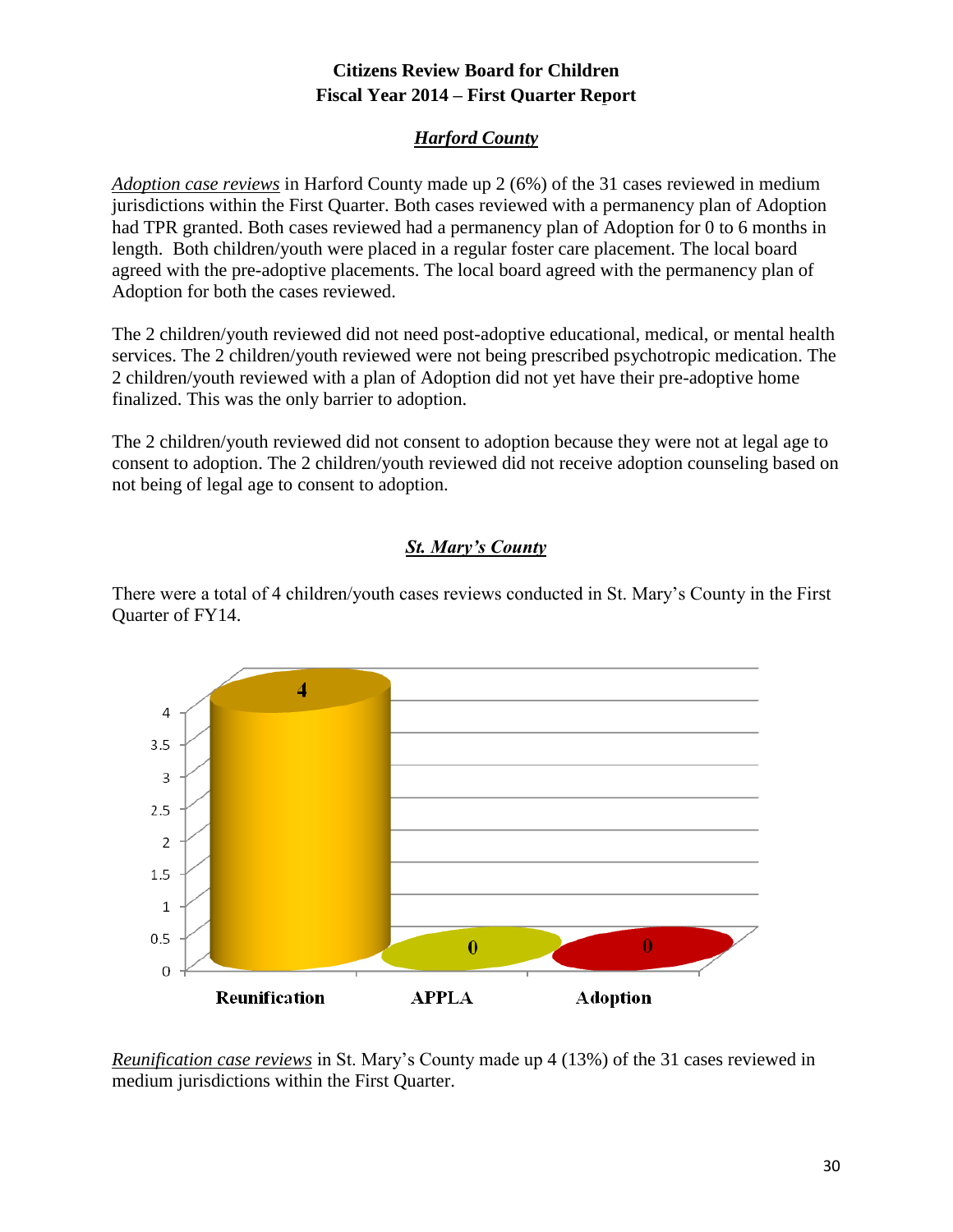**Citizens Review Board for Children**
**Fiscal Year 2014 – First Quarter Report**

## *Harford County*

*Adoption case reviews* in Harford County made up 2 (6%) of the 31 cases reviewed in medium jurisdictions within the First Quarter. Both cases reviewed with a permanency plan of Adoption had TPR granted. Both cases reviewed had a permanency plan of Adoption for 0 to 6 months in length. Both children/youth were placed in a regular foster care placement. The local board agreed with the pre-adoptive placements. The local board agreed with the permanency plan of Adoption for both the cases reviewed.

The 2 children/youth reviewed did not need post-adoptive educational, medical, or mental health services. The 2 children/youth reviewed were not being prescribed psychotropic medication. The 2 children/youth reviewed with a plan of Adoption did not yet have their pre-adoptive home finalized. This was the only barrier to adoption.

The 2 children/youth reviewed did not consent to adoption because they were not at legal age to consent to adoption. The 2 children/youth reviewed did not receive adoption counseling based on not being of legal age to consent to adoption.

## *St. Mary's County*

There were a total of 4 children/youth cases reviews conducted in St. Mary's County in the First Quarter of FY14.

| Reunification | APPLA | Adoption |
|---|---|---|
| 4 | 0 | 0 |

*Reunification case reviews* in St. Mary's County made up 4 (13%) of the 31 cases reviewed in medium jurisdictions within the First Quarter.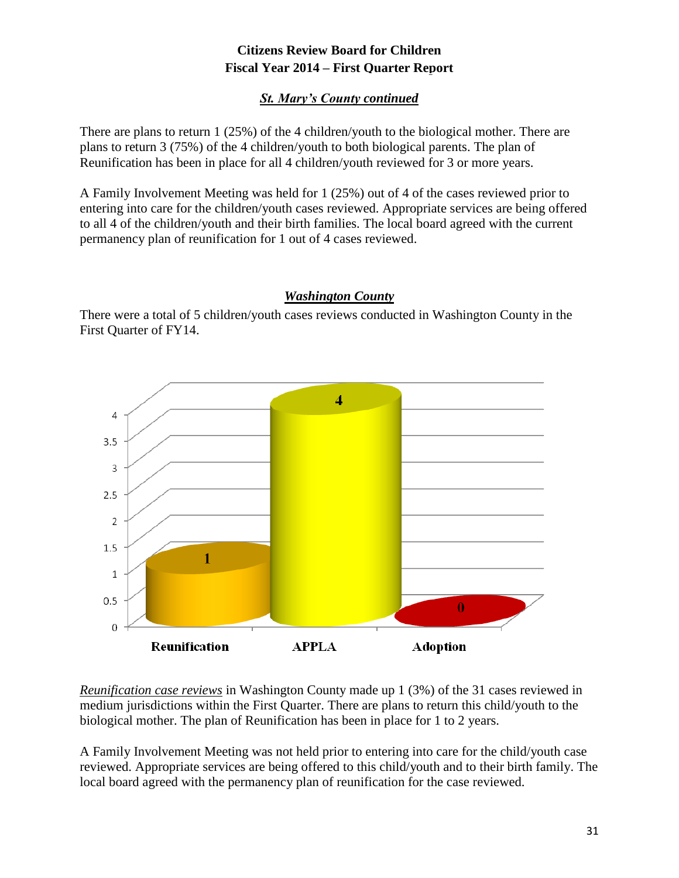**Citizens Review Board for Children**
**Fiscal Year 2014 – First Quarter Report**

***St. Mary's County continued***

There are plans to return 1 (25%) of the 4 children/youth to the biological mother. There are plans to return 3 (75%) of the 4 children/youth to both biological parents. The plan of Reunification has been in place for all 4 children/youth reviewed for 3 or more years.

A Family Involvement Meeting was held for 1 (25%) out of 4 of the cases reviewed prior to entering into care for the children/youth cases reviewed. Appropriate services are being offered to all 4 of the children/youth and their birth families. The local board agreed with the current permanency plan of reunification for 1 out of 4 cases reviewed.

***Washington County***

There were a total of 5 children/youth cases reviews conducted in Washington County in the First Quarter of FY14.

| Reunification | APPLA | Adoption |
|---|---|---|
| 1 | 4 | 0 |

*Reunification case reviews* in Washington County made up 1 (3%) of the 31 cases reviewed in medium jurisdictions within the First Quarter. There are plans to return this child/youth to the biological mother. The plan of Reunification has been in place for 1 to 2 years.

A Family Involvement Meeting was not held prior to entering into care for the child/youth case reviewed. Appropriate services are being offered to this child/youth and to their birth family. The local board agreed with the permanency plan of reunification for the case reviewed.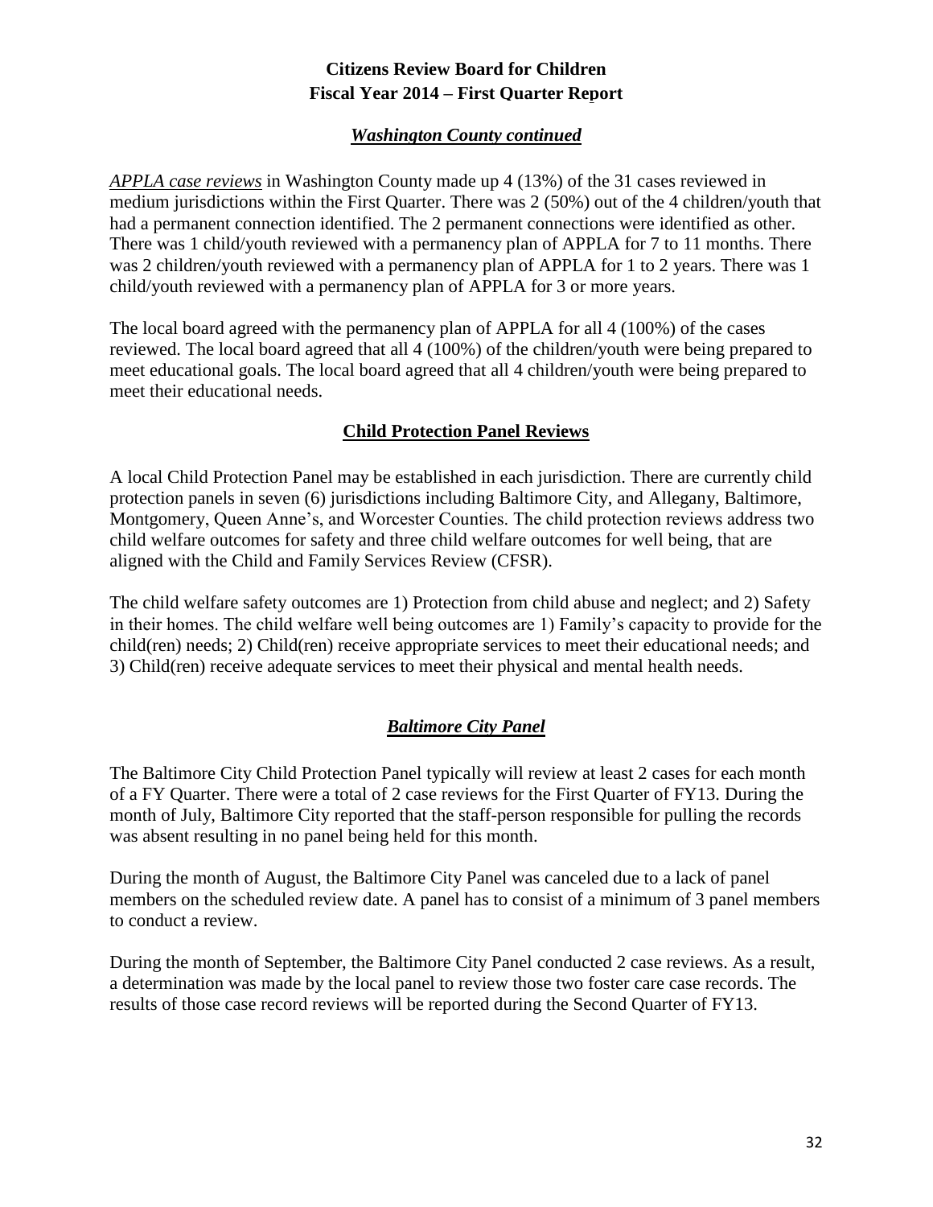### *Washington County continued*

*APPLA case reviews* in Washington County made up 4 (13%) of the 31 cases reviewed in medium jurisdictions within the First Quarter. There was 2 (50%) out of the 4 children/youth that had a permanent connection identified. The 2 permanent connections were identified as other. There was 1 child/youth reviewed with a permanency plan of APPLA for 7 to 11 months. There was 2 children/youth reviewed with a permanency plan of APPLA for 1 to 2 years. There was 1 child/youth reviewed with a permanency plan of APPLA for 3 or more years.

The local board agreed with the permanency plan of APPLA for all 4 (100%) of the cases reviewed. The local board agreed that all 4 (100%) of the children/youth were being prepared to meet educational goals. The local board agreed that all 4 children/youth were being prepared to meet their educational needs.

## Child Protection Panel Reviews

A local Child Protection Panel may be established in each jurisdiction. There are currently child protection panels in seven (6) jurisdictions including Baltimore City, and Allegany, Baltimore, Montgomery, Queen Anne's, and Worcester Counties. The child protection reviews address two child welfare outcomes for safety and three child welfare outcomes for well being, that are aligned with the Child and Family Services Review (CFSR).

The child welfare safety outcomes are 1) Protection from child abuse and neglect; and 2) Safety in their homes. The child welfare well being outcomes are 1) Family's capacity to provide for the child(ren) needs; 2) Child(ren) receive appropriate services to meet their educational needs; and 3) Child(ren) receive adequate services to meet their physical and mental health needs.

### *Baltimore City Panel*

The Baltimore City Child Protection Panel typically will review at least 2 cases for each month of a FY Quarter. There were a total of 2 case reviews for the First Quarter of FY13. During the month of July, Baltimore City reported that the staff-person responsible for pulling the records was absent resulting in no panel being held for this month.

During the month of August, the Baltimore City Panel was canceled due to a lack of panel members on the scheduled review date. A panel has to consist of a minimum of 3 panel members to conduct a review.

During the month of September, the Baltimore City Panel conducted 2 case reviews. As a result, a determination was made by the local panel to review those two foster care case records. The results of those case record reviews will be reported during the Second Quarter of FY13.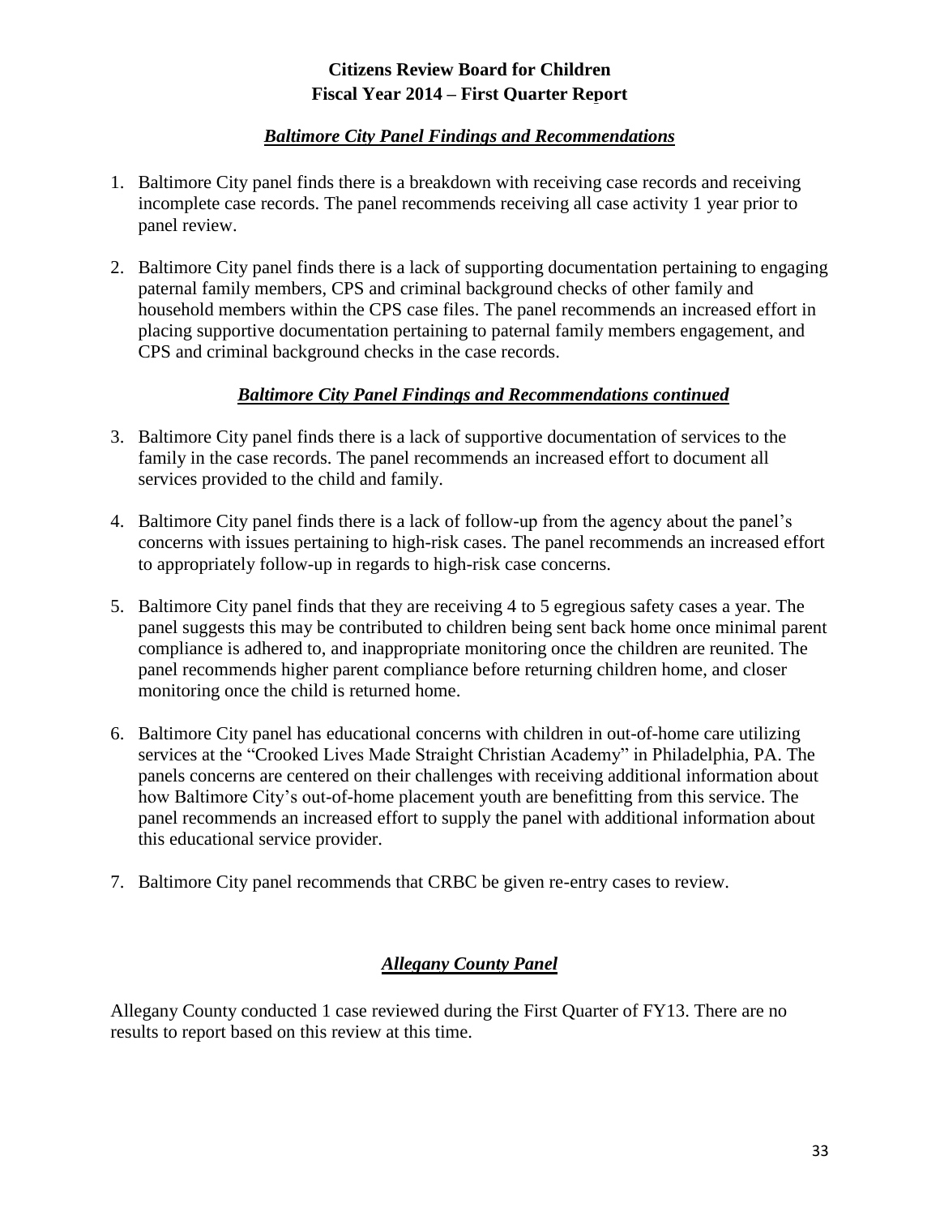**Citizens Review Board for Children**
**Fiscal Year 2014 – First Quarter Report**

### ***Baltimore City Panel Findings and Recommendations***

1. Baltimore City panel finds there is a breakdown with receiving case records and receiving incomplete case records. The panel recommends receiving all case activity 1 year prior to panel review.

2. Baltimore City panel finds there is a lack of supporting documentation pertaining to engaging paternal family members, CPS and criminal background checks of other family and household members within the CPS case files. The panel recommends an increased effort in placing supportive documentation pertaining to paternal family members engagement, and CPS and criminal background checks in the case records.

### ***Baltimore City Panel Findings and Recommendations continued***

3. Baltimore City panel finds there is a lack of supportive documentation of services to the family in the case records. The panel recommends an increased effort to document all services provided to the child and family.

4. Baltimore City panel finds there is a lack of follow-up from the agency about the panel's concerns with issues pertaining to high-risk cases. The panel recommends an increased effort to appropriately follow-up in regards to high-risk case concerns.

5. Baltimore City panel finds that they are receiving 4 to 5 egregious safety cases a year. The panel suggests this may be contributed to children being sent back home once minimal parent compliance is adhered to, and inappropriate monitoring once the children are reunited. The panel recommends higher parent compliance before returning children home, and closer monitoring once the child is returned home.

6. Baltimore City panel has educational concerns with children in out-of-home care utilizing services at the "Crooked Lives Made Straight Christian Academy" in Philadelphia, PA. The panels concerns are centered on their challenges with receiving additional information about how Baltimore City's out-of-home placement youth are benefitting from this service. The panel recommends an increased effort to supply the panel with additional information about this educational service provider.

7. Baltimore City panel recommends that CRBC be given re-entry cases to review.

### ***Allegany County Panel***

Allegany County conducted 1 case reviewed during the First Quarter of FY13. There are no results to report based on this review at this time.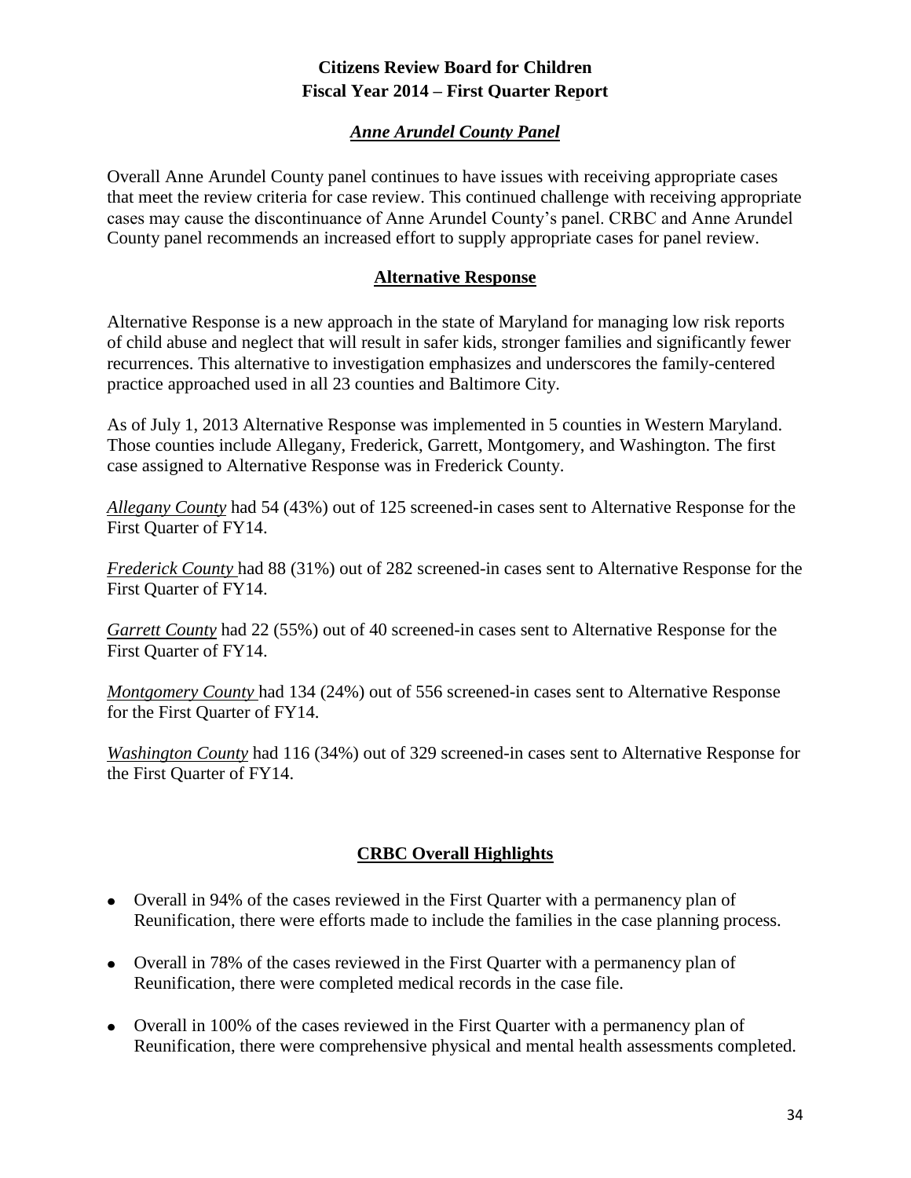**Citizens Review Board for Children**
**Fiscal Year 2014 – First Quarter Report**

## *Anne Arundel County Panel*

Overall Anne Arundel County panel continues to have issues with receiving appropriate cases that meet the review criteria for case review. This continued challenge with receiving appropriate cases may cause the discontinuance of Anne Arundel County's panel. CRBC and Anne Arundel County panel recommends an increased effort to supply appropriate cases for panel review.

## Alternative Response

Alternative Response is a new approach in the state of Maryland for managing low risk reports of child abuse and neglect that will result in safer kids, stronger families and significantly fewer recurrences. This alternative to investigation emphasizes and underscores the family-centered practice approached used in all 23 counties and Baltimore City.

As of July 1, 2013 Alternative Response was implemented in 5 counties in Western Maryland. Those counties include Allegany, Frederick, Garrett, Montgomery, and Washington. The first case assigned to Alternative Response was in Frederick County.

*Allegany County* had 54 (43%) out of 125 screened-in cases sent to Alternative Response for the First Quarter of FY14.

*Frederick County* had 88 (31%) out of 282 screened-in cases sent to Alternative Response for the First Quarter of FY14.

*Garrett County* had 22 (55%) out of 40 screened-in cases sent to Alternative Response for the First Quarter of FY14.

*Montgomery County* had 134 (24%) out of 556 screened-in cases sent to Alternative Response for the First Quarter of FY14.

*Washington County* had 116 (34%) out of 329 screened-in cases sent to Alternative Response for the First Quarter of FY14.

## CRBC Overall Highlights

- Overall in 94% of the cases reviewed in the First Quarter with a permanency plan of Reunification, there were efforts made to include the families in the case planning process.
- Overall in 78% of the cases reviewed in the First Quarter with a permanency plan of Reunification, there were completed medical records in the case file.
- Overall in 100% of the cases reviewed in the First Quarter with a permanency plan of Reunification, there were comprehensive physical and mental health assessments completed.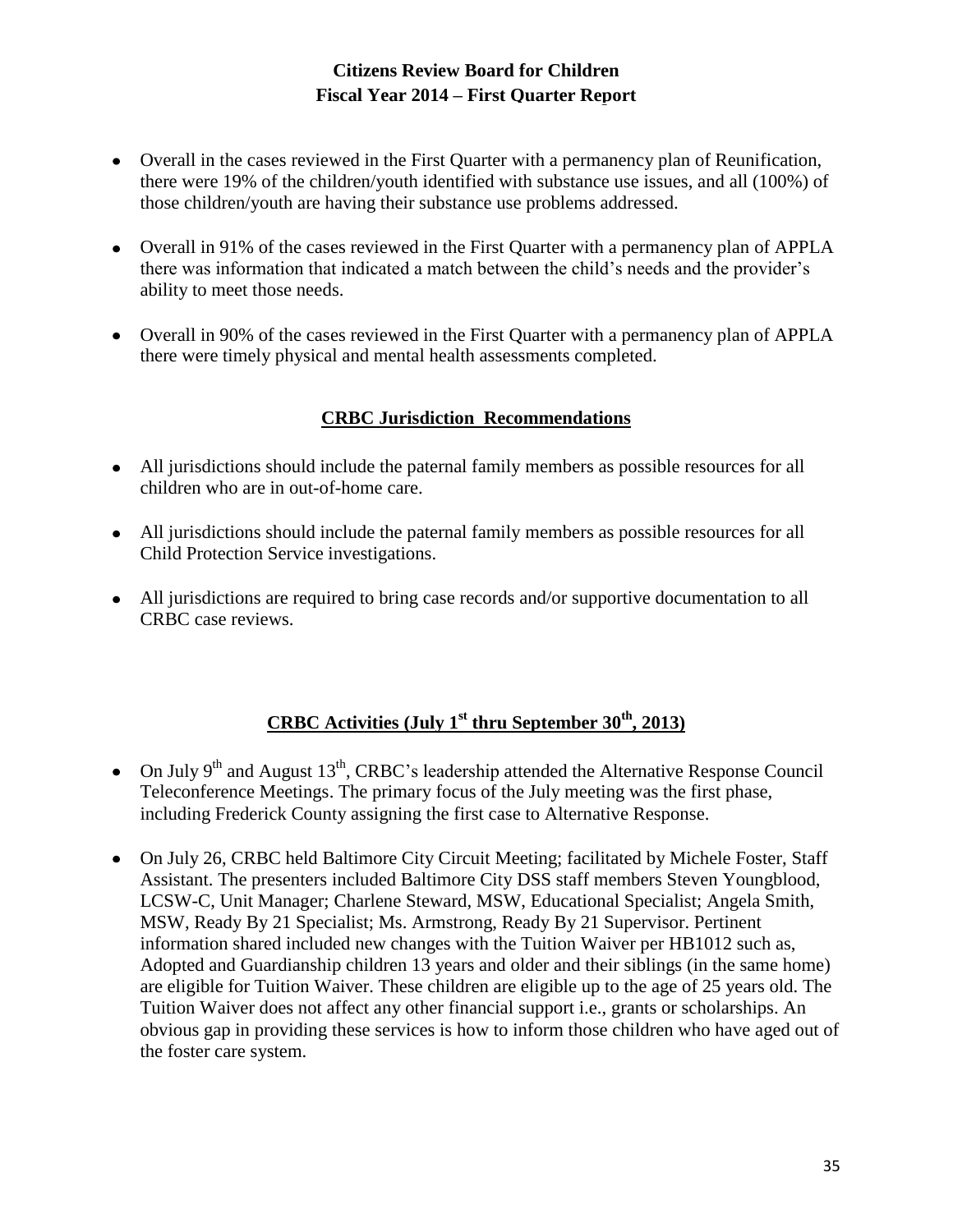- Overall in the cases reviewed in the First Quarter with a permanency plan of Reunification, there were 19% of the children/youth identified with substance use issues, and all (100%) of those children/youth are having their substance use problems addressed.
- Overall in 91% of the cases reviewed in the First Quarter with a permanency plan of APPLA there was information that indicated a match between the child's needs and the provider's ability to meet those needs.
- Overall in 90% of the cases reviewed in the First Quarter with a permanency plan of APPLA there were timely physical and mental health assessments completed.

## CRBC Jurisdiction Recommendations

- All jurisdictions should include the paternal family members as possible resources for all children who are in out-of-home care.
- All jurisdictions should include the paternal family members as possible resources for all Child Protection Service investigations.
- All jurisdictions are required to bring case records and/or supportive documentation to all CRBC case reviews.

## CRBC Activities (July 1st thru September 30th, 2013)

- On July 9th and August 13th, CRBC's leadership attended the Alternative Response Council Teleconference Meetings. The primary focus of the July meeting was the first phase, including Frederick County assigning the first case to Alternative Response.
- On July 26, CRBC held Baltimore City Circuit Meeting; facilitated by Michele Foster, Staff Assistant. The presenters included Baltimore City DSS staff members Steven Youngblood, LCSW-C, Unit Manager; Charlene Steward, MSW, Educational Specialist; Angela Smith, MSW, Ready By 21 Specialist; Ms. Armstrong, Ready By 21 Supervisor. Pertinent information shared included new changes with the Tuition Waiver per HB1012 such as, Adopted and Guardianship children 13 years and older and their siblings (in the same home) are eligible for Tuition Waiver. These children are eligible up to the age of 25 years old. The Tuition Waiver does not affect any other financial support i.e., grants or scholarships. An obvious gap in providing these services is how to inform those children who have aged out of the foster care system.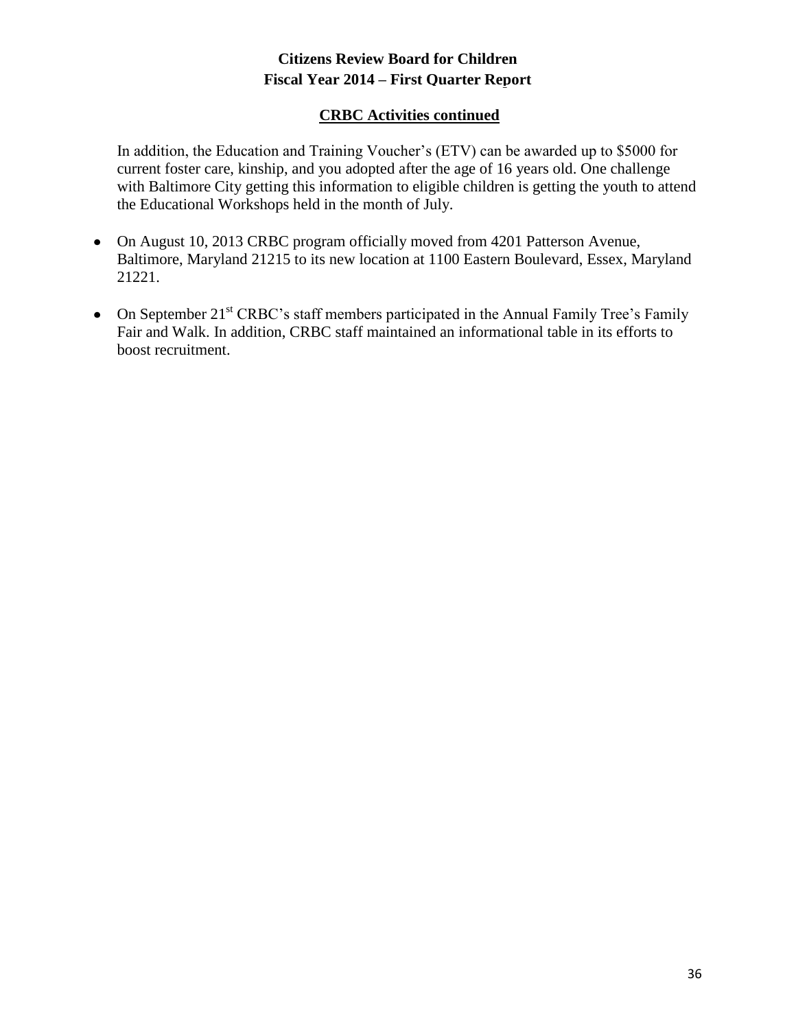## CRBC Activities continued

In addition, the Education and Training Voucher's (ETV) can be awarded up to $5000 for current foster care, kinship, and you adopted after the age of 16 years old. One challenge with Baltimore City getting this information to eligible children is getting the youth to attend the Educational Workshops held in the month of July.

- On August 10, 2013 CRBC program officially moved from 4201 Patterson Avenue, Baltimore, Maryland 21215 to its new location at 1100 Eastern Boulevard, Essex, Maryland 21221.
- On September 21st CRBC's staff members participated in the Annual Family Tree's Family Fair and Walk. In addition, CRBC staff maintained an informational table in its efforts to boost recruitment.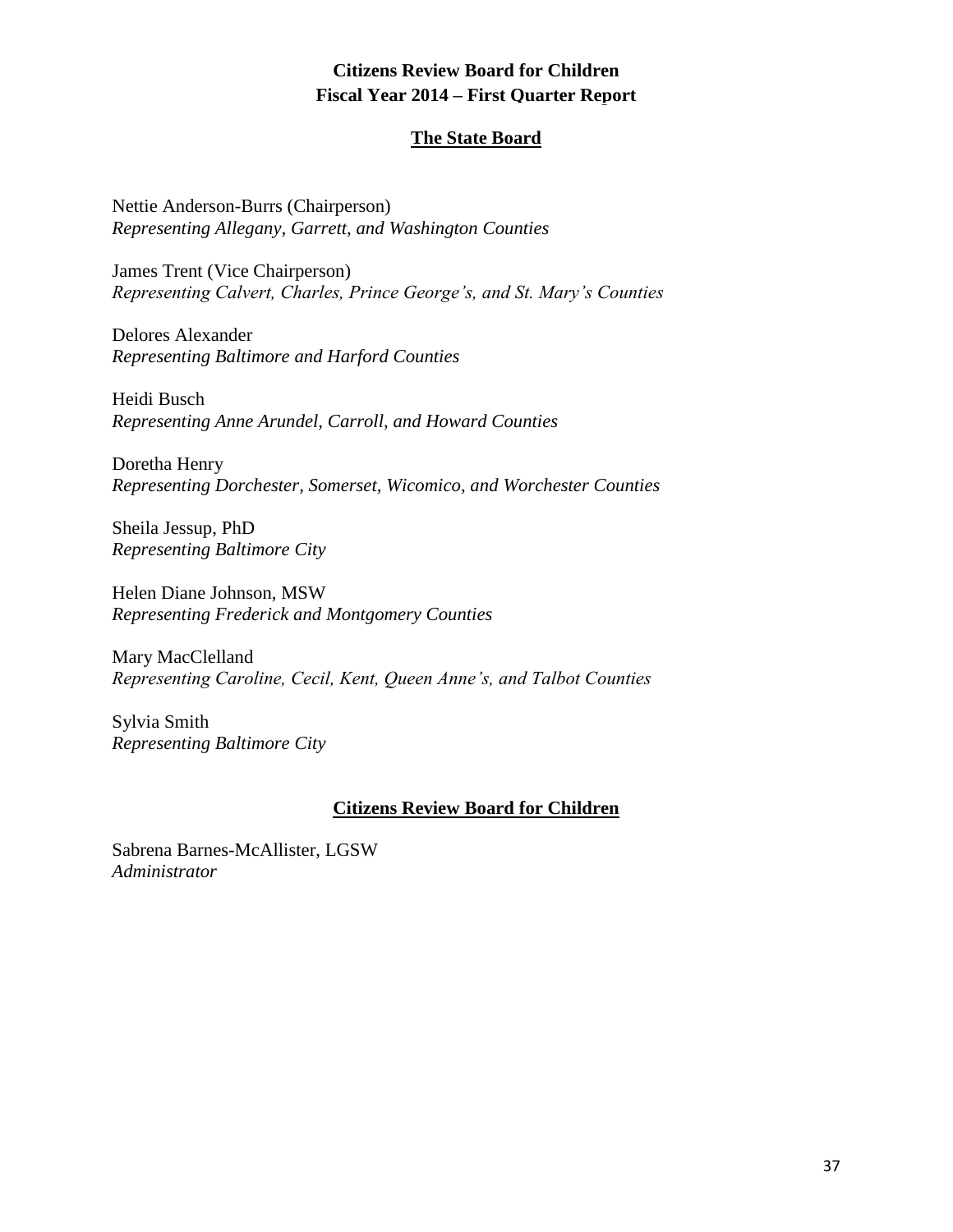**Citizens Review Board for Children**
**Fiscal Year 2014 – First Quarter Report**

## The State Board

Nettie Anderson-Burrs (Chairperson)
*Representing Allegany, Garrett, and Washington Counties*

James Trent (Vice Chairperson)
*Representing Calvert, Charles, Prince George's, and St. Mary's Counties*

Delores Alexander
*Representing Baltimore and Harford Counties*

Heidi Busch
*Representing Anne Arundel, Carroll, and Howard Counties*

Doretha Henry
*Representing Dorchester, Somerset, Wicomico, and Worchester Counties*

Sheila Jessup, PhD
*Representing Baltimore City*

Helen Diane Johnson, MSW
*Representing Frederick and Montgomery Counties*

Mary MacClelland
*Representing Caroline, Cecil, Kent, Queen Anne's, and Talbot Counties*

Sylvia Smith
*Representing Baltimore City*

## Citizens Review Board for Children

Sabrena Barnes-McAllister, LGSW
*Administrator*